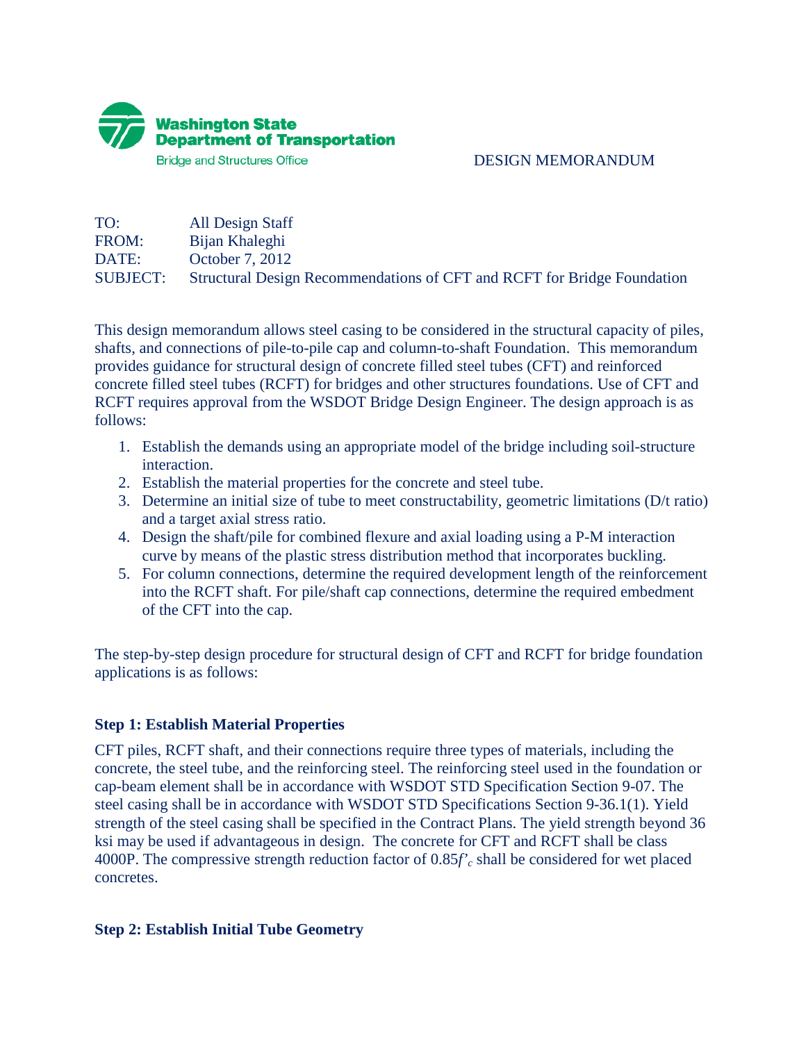Washington State Department of Transportation
Bridge and Structures Office

DESIGN MEMORANDUM

TO: All Design Staff
FROM: Bijan Khaleghi
DATE: October 7, 2012
SUBJECT: Structural Design Recommendations of CFT and RCFT for Bridge Foundation

This design memorandum allows steel casing to be considered in the structural capacity of piles, shafts, and connections of pile-to-pile cap and column-to-shaft Foundation. This memorandum provides guidance for structural design of concrete filled steel tubes (CFT) and reinforced concrete filled steel tubes (RCFT) for bridges and other structures foundations. Use of CFT and RCFT requires approval from the WSDOT Bridge Design Engineer. The design approach is as follows:

1. Establish the demands using an appropriate model of the bridge including soil-structure interaction.
2. Establish the material properties for the concrete and steel tube.
3. Determine an initial size of tube to meet constructability, geometric limitations (D/t ratio) and a target axial stress ratio.
4. Design the shaft/pile for combined flexure and axial loading using a P-M interaction curve by means of the plastic stress distribution method that incorporates buckling.
5. For column connections, determine the required development length of the reinforcement into the RCFT shaft. For pile/shaft cap connections, determine the required embedment of the CFT into the cap.

The step-by-step design procedure for structural design of CFT and RCFT for bridge foundation applications is as follows:

### Step 1: Establish Material Properties

CFT piles, RCFT shaft, and their connections require three types of materials, including the concrete, the steel tube, and the reinforcing steel. The reinforcing steel used in the foundation or cap-beam element shall be in accordance with WSDOT STD Specification Section 9-07. The steel casing shall be in accordance with WSDOT STD Specifications Section 9-36.1(1). Yield strength of the steel casing shall be specified in the Contract Plans. The yield strength beyond 36 ksi may be used if advantageous in design. The concrete for CFT and RCFT shall be class 4000P. The compressive strength reduction factor of $0.85f'_c$ shall be considered for wet placed concretes.

### Step 2: Establish Initial Tube Geometry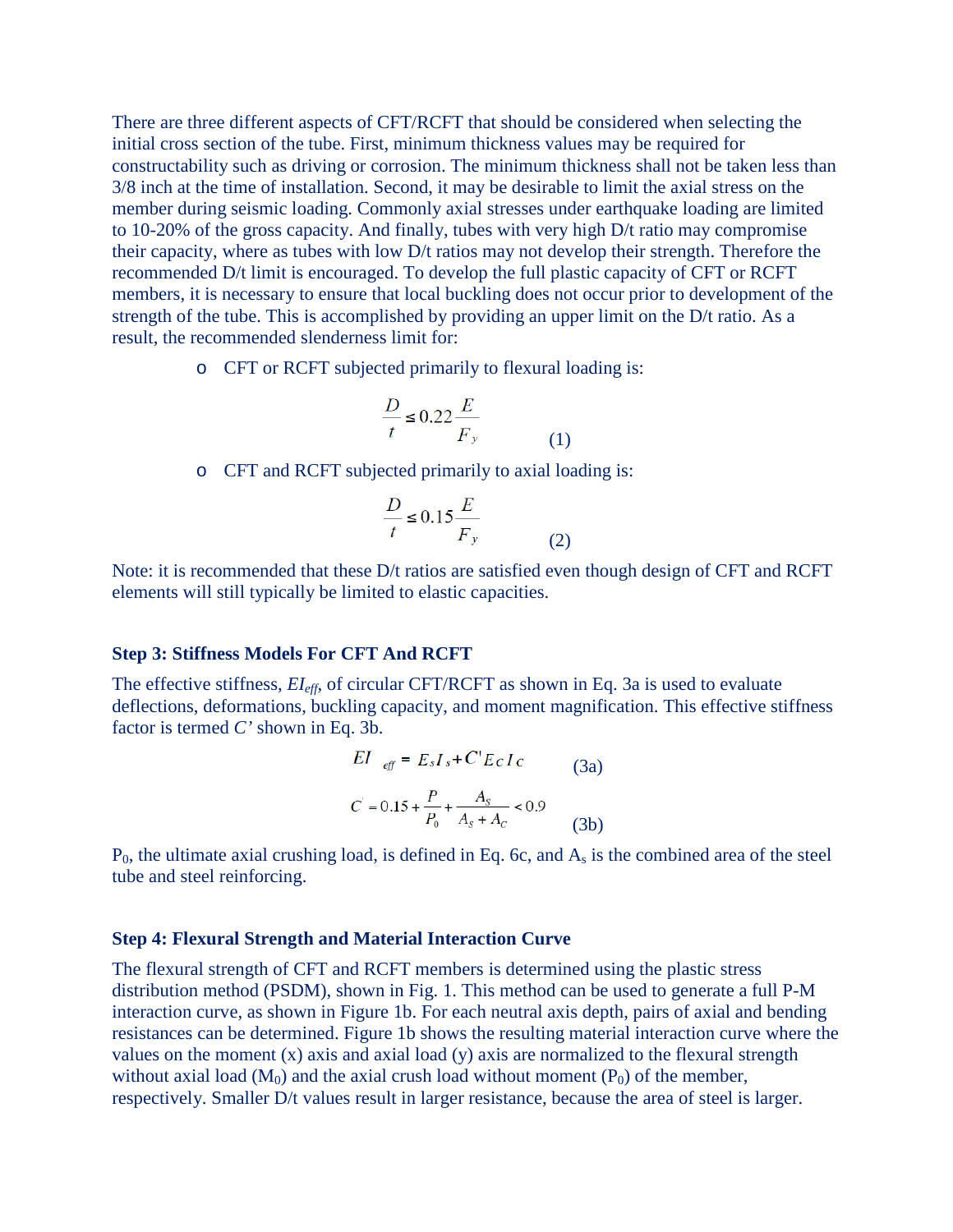There are three different aspects of CFT/RCFT that should be considered when selecting the initial cross section of the tube. First, minimum thickness values may be required for constructability such as driving or corrosion. The minimum thickness shall not be taken less than 3/8 inch at the time of installation. Second, it may be desirable to limit the axial stress on the member during seismic loading. Commonly axial stresses under earthquake loading are limited to 10-20% of the gross capacity. And finally, tubes with very high D/t ratio may compromise their capacity, where as tubes with low D/t ratios may not develop their strength. Therefore the recommended D/t limit is encouraged. To develop the full plastic capacity of CFT or RCFT members, it is necessary to ensure that local buckling does not occur prior to development of the strength of the tube. This is accomplished by providing an upper limit on the D/t ratio. As a result, the recommended slenderness limit for:

- CFT or RCFT subjected primarily to flexural loading is:

$$\frac{D}{t} \leq 0.22\frac{E}{F_y} \qquad (1)$$

- CFT and RCFT subjected primarily to axial loading is:

$$\frac{D}{t} \leq 0.15\frac{E}{F_y} \qquad (2)$$

Note: it is recommended that these D/t ratios are satisfied even though design of CFT and RCFT elements will still typically be limited to elastic capacities.

### Step 3: Stiffness Models For CFT And RCFT

The effective stiffness, $EI_{eff}$, of circular CFT/RCFT as shown in Eq. 3a is used to evaluate deflections, deformations, buckling capacity, and moment magnification. This effective stiffness factor is termed *C'* shown in Eq. 3b.

$$EI_{eff} = E_s I_s + C' E_C I_C \qquad (3a)$$

$$C' = 0.15 + \frac{P}{P_0} + \frac{A_S}{A_S + A_C} < 0.9 \qquad (3b)$$

$P_0$, the ultimate axial crushing load, is defined in Eq. 6c, and $A_s$ is the combined area of the steel tube and steel reinforcing.

### Step 4: Flexural Strength and Material Interaction Curve

The flexural strength of CFT and RCFT members is determined using the plastic stress distribution method (PSDM), shown in Fig. 1. This method can be used to generate a full P-M interaction curve, as shown in Figure 1b. For each neutral axis depth, pairs of axial and bending resistances can be determined. Figure 1b shows the resulting material interaction curve where the values on the moment (x) axis and axial load (y) axis are normalized to the flexural strength without axial load ($M_0$) and the axial crush load without moment ($P_0$) of the member, respectively. Smaller D/t values result in larger resistance, because the area of steel is larger.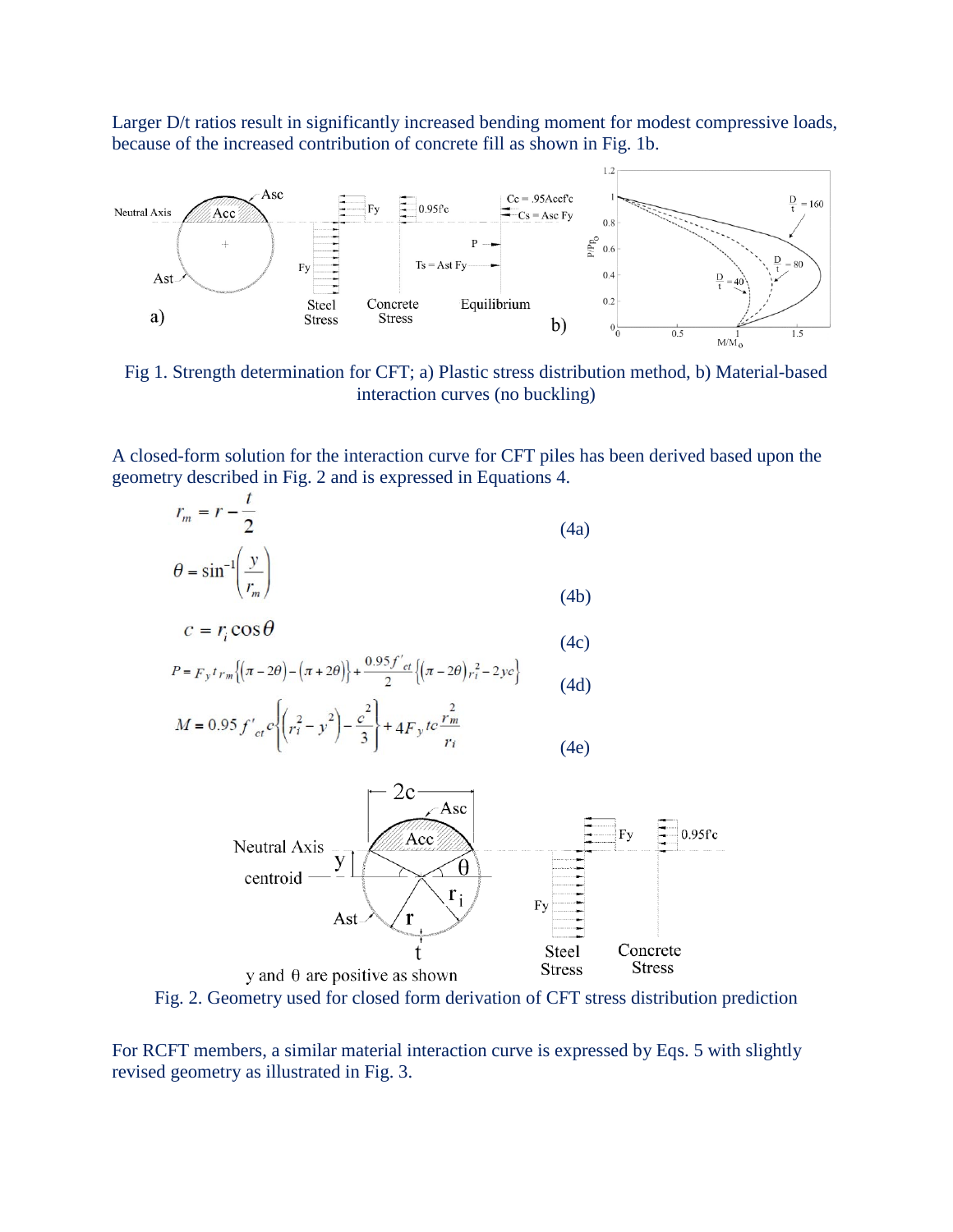Larger D/t ratios result in significantly increased bending moment for modest compressive loads, because of the increased contribution of concrete fill as shown in Fig. 1b.

Fig 1. Strength determination for CFT; a) Plastic stress distribution method, b) Material-based interaction curves (no buckling)

A closed-form solution for the interaction curve for CFT piles has been derived based upon the geometry described in Fig. 2 and is expressed in Equations 4.

$$r_m = r - \frac{t}{2} \tag{4a}$$

$$\theta = \sin^{-1}\left(\frac{y}{r_m}\right) \tag{4b}$$

$$c = r_i \cos\theta \tag{4c}$$

$$P = F_y t r_m \left\{(\pi - 2\theta) - (\pi + 2\theta)\right\} + \frac{0.95 f'_{ct}}{2}\left\{(\pi - 2\theta) r_i^2 - 2yc\right\} \tag{4d}$$

$$M = 0.95 f'_{ct} c \left\{\left(r_i^2 - y^2\right) - \frac{c^2}{3}\right\} + 4 F_y t c \frac{r_m^2}{r_i} \tag{4e}$$

Fig. 2. Geometry used for closed form derivation of CFT stress distribution prediction

For RCFT members, a similar material interaction curve is expressed by Eqs. 5 with slightly revised geometry as illustrated in Fig. 3.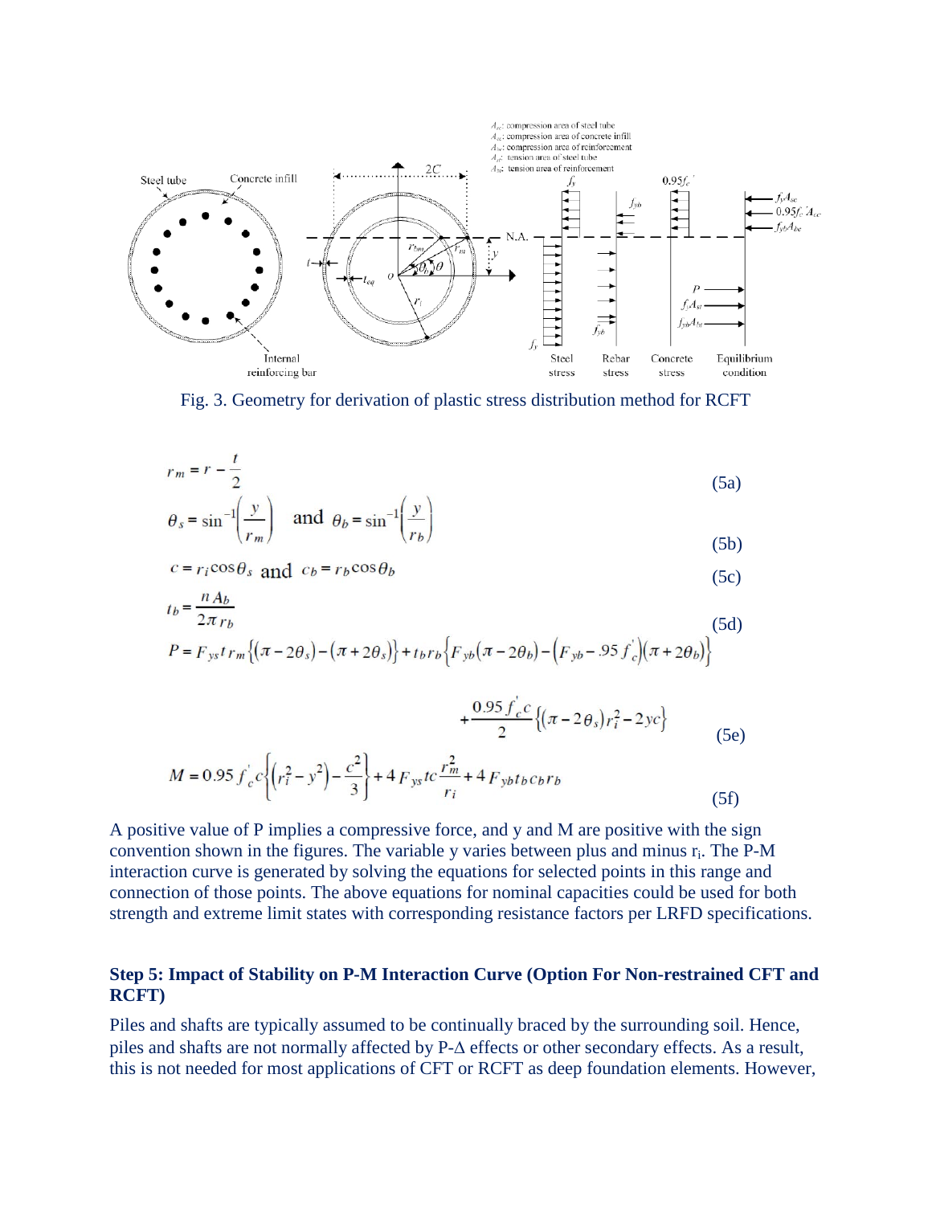Fig. 3. Geometry for derivation of plastic stress distribution method for RCFT

$$r_m = r - \frac{t}{2} \tag{5a}$$

$$\theta_s = \sin^{-1}\left(\frac{y}{r_m}\right) \quad \text{and} \quad \theta_b = \sin^{-1}\left(\frac{y}{r_b}\right) \tag{5b}$$

$$c = r_i \cos\theta_s \text{ and } c_b = r_b \cos\theta_b \tag{5c}$$

$$t_b = \frac{n A_b}{2\pi r_b} \tag{5d}$$

$$P = F_{ys} t\, r_m \left\{(\pi - 2\theta_s) - (\pi + 2\theta_s)\right\} + t_b r_b \left\{F_{yb}(\pi - 2\theta_b) - \left(F_{yb} - .95 f_c'\right)(\pi + 2\theta_b)\right\} + \frac{0.95 f_c' c}{2}\left\{(\pi - 2\theta_s) r_i^2 - 2yc\right\} \tag{5e}$$

$$M = 0.95 f_c' c \left\{\left(r_i^2 - y^2\right) - \frac{c^2}{3}\right\} + 4 F_{ys} t c \frac{r_m^2}{r_i} + 4 F_{yb} t_b c_b r_b \tag{5f}$$

A positive value of P implies a compressive force, and y and M are positive with the sign convention shown in the figures. The variable y varies between plus and minus $r_i$. The P-M interaction curve is generated by solving the equations for selected points in this range and connection of those points. The above equations for nominal capacities could be used for both strength and extreme limit states with corresponding resistance factors per LRFD specifications.

### Step 5: Impact of Stability on P-M Interaction Curve (Option For Non-restrained CFT and RCFT)

Piles and shafts are typically assumed to be continually braced by the surrounding soil. Hence, piles and shafts are not normally affected by P-Δ effects or other secondary effects. As a result, this is not needed for most applications of CFT or RCFT as deep foundation elements. However,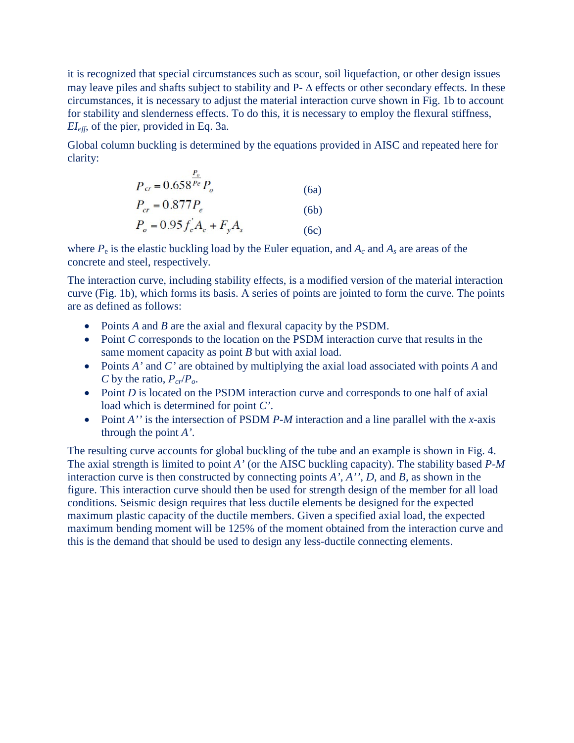it is recognized that special circumstances such as scour, soil liquefaction, or other design issues may leave piles and shafts subject to stability and P- Δ effects or other secondary effects. In these circumstances, it is necessary to adjust the material interaction curve shown in Fig. 1b to account for stability and slenderness effects. To do this, it is necessary to employ the flexural stiffness, $EI_{eff}$, of the pier, provided in Eq. 3a.

Global column buckling is determined by the equations provided in AISC and repeated here for clarity:

$$P_{cr} = 0.658^{\frac{P_o}{P_e}} P_o \qquad (6a)$$

$$P_{cr} = 0.877 P_e \qquad (6b)$$

$$P_o = 0.95 f_c^{'} A_c + F_y A_s \qquad (6c)$$

where $P_e$ is the elastic buckling load by the Euler equation, and $A_c$ and $A_s$ are areas of the concrete and steel, respectively.

The interaction curve, including stability effects, is a modified version of the material interaction curve (Fig. 1b), which forms its basis. A series of points are jointed to form the curve. The points are as defined as follows:

- Points *A* and *B* are the axial and flexural capacity by the PSDM.
- Point *C* corresponds to the location on the PSDM interaction curve that results in the same moment capacity as point *B* but with axial load.
- Points *A'* and *C'* are obtained by multiplying the axial load associated with points *A* and *C* by the ratio, $P_{cr}/P_o$.
- Point *D* is located on the PSDM interaction curve and corresponds to one half of axial load which is determined for point *C'*.
- Point *A''* is the intersection of PSDM *P-M* interaction and a line parallel with the *x*-axis through the point *A'*.

The resulting curve accounts for global buckling of the tube and an example is shown in Fig. 4. The axial strength is limited to point *A'* (or the AISC buckling capacity). The stability based *P-M* interaction curve is then constructed by connecting points *A'*, *A''*, *D*, and *B*, as shown in the figure. This interaction curve should then be used for strength design of the member for all load conditions. Seismic design requires that less ductile elements be designed for the expected maximum plastic capacity of the ductile members. Given a specified axial load, the expected maximum bending moment will be 125% of the moment obtained from the interaction curve and this is the demand that should be used to design any less-ductile connecting elements.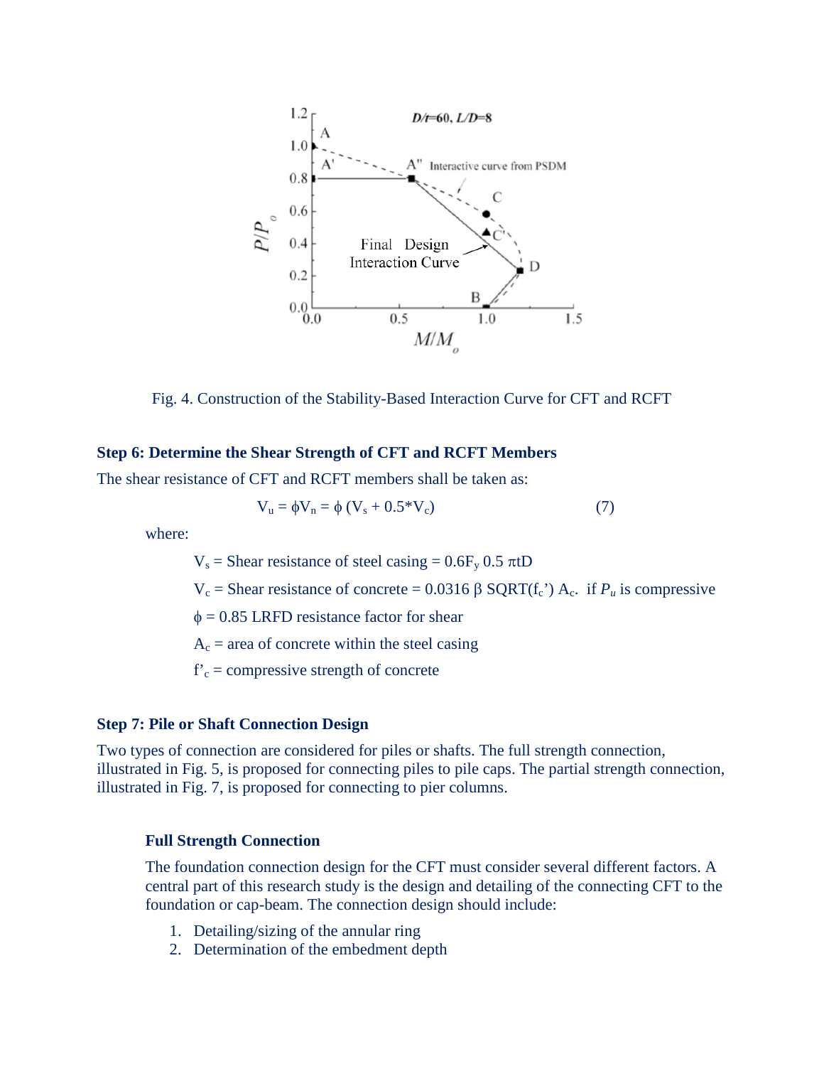Fig. 4. Construction of the Stability-Based Interaction Curve for CFT and RCFT

### Step 6: Determine the Shear Strength of CFT and RCFT Members

The shear resistance of CFT and RCFT members shall be taken as:

$$V_u = \phi V_n = \phi\,(V_s + 0.5{*}V_c) \qquad (7)$$

where:

$V_s$ = Shear resistance of steel casing = $0.6F_y\ 0.5\ \pi tD$

$V_c$ = Shear resistance of concrete = $0.0316\ \beta\ \mathrm{SQRT}(f_c')\ A_c$. if $P_u$ is compressive

$\phi$ = 0.85 LRFD resistance factor for shear

$A_c$ = area of concrete within the steel casing

$f'_c$ = compressive strength of concrete

### Step 7: Pile or Shaft Connection Design

Two types of connection are considered for piles or shafts. The full strength connection, illustrated in Fig. 5, is proposed for connecting piles to pile caps. The partial strength connection, illustrated in Fig. 7, is proposed for connecting to pier columns.

#### Full Strength Connection

The foundation connection design for the CFT must consider several different factors. A central part of this research study is the design and detailing of the connecting CFT to the foundation or cap-beam. The connection design should include:

1. Detailing/sizing of the annular ring
2. Determination of the embedment depth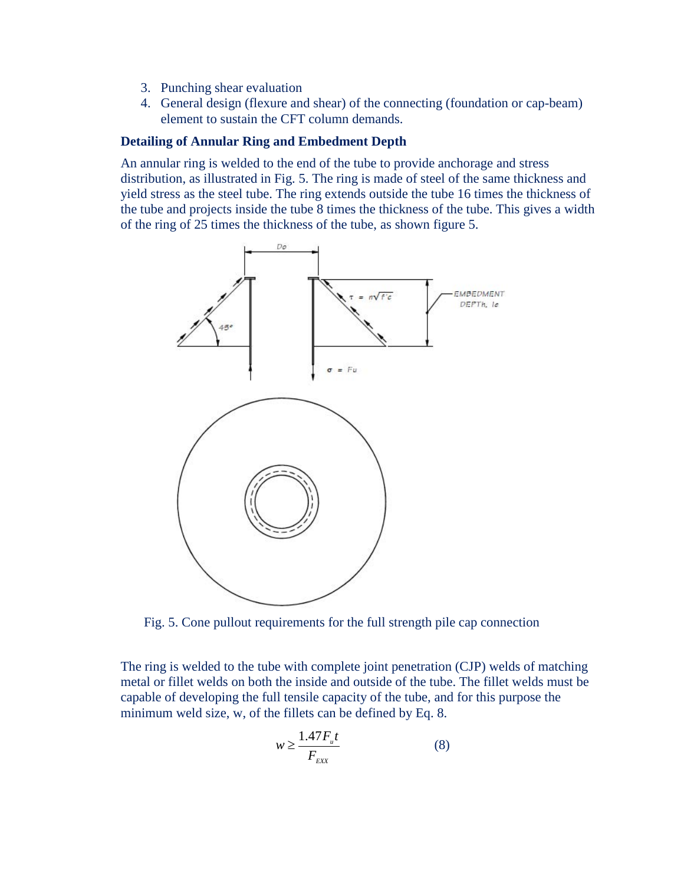3. Punching shear evaluation
4. General design (flexure and shear) of the connecting (foundation or cap-beam) element to sustain the CFT column demands.

**Detailing of Annular Ring and Embedment Depth**

An annular ring is welded to the end of the tube to provide anchorage and stress distribution, as illustrated in Fig. 5. The ring is made of steel of the same thickness and yield stress as the steel tube. The ring extends outside the tube 16 times the thickness of the tube and projects inside the tube 8 times the thickness of the tube. This gives a width of the ring of 25 times the thickness of the tube, as shown figure 5.

Fig. 5. Cone pullout requirements for the full strength pile cap connection

The ring is welded to the tube with complete joint penetration (CJP) welds of matching metal or fillet welds on both the inside and outside of the tube. The fillet welds must be capable of developing the full tensile capacity of the tube, and for this purpose the minimum weld size, w, of the fillets can be defined by Eq. 8.

$$w \geq \frac{1.47 F_u t}{F_{EXX}} \qquad (8)$$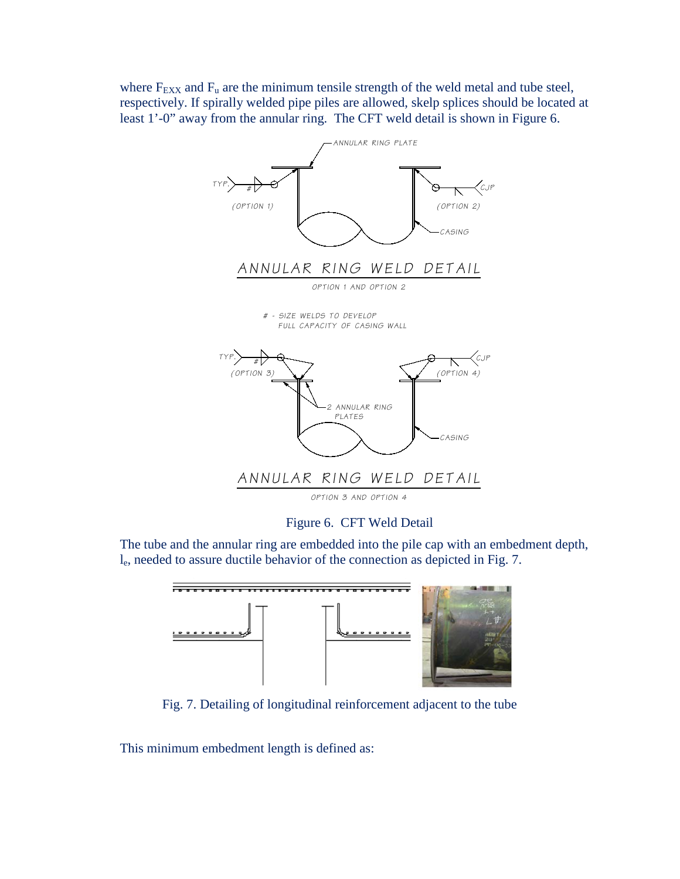where $F_{EXX}$ and $F_u$ are the minimum tensile strength of the weld metal and tube steel, respectively. If spirally welded pipe piles are allowed, skelp splices should be located at least 1'-0" away from the annular ring. The CFT weld detail is shown in Figure 6.

Figure 6. CFT Weld Detail

The tube and the annular ring are embedded into the pile cap with an embedment depth, $l_e$, needed to assure ductile behavior of the connection as depicted in Fig. 7.

Fig. 7. Detailing of longitudinal reinforcement adjacent to the tube

This minimum embedment length is defined as: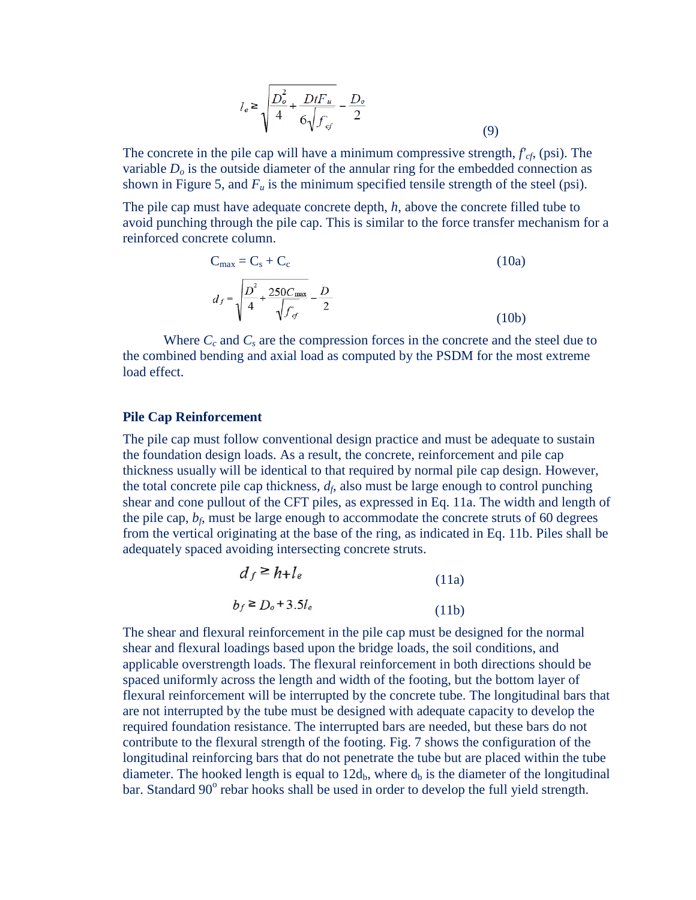$$l_e \geq \sqrt{\frac{D_o^2}{4} + \frac{DtF_u}{6\sqrt{f'_{cf}}}} - \frac{D_o}{2} \tag{9}$$

The concrete in the pile cap will have a minimum compressive strength, $f'_{cf}$, (psi). The variable $D_o$ is the outside diameter of the annular ring for the embedded connection as shown in Figure 5, and $F_u$ is the minimum specified tensile strength of the steel (psi).

The pile cap must have adequate concrete depth, $h$, above the concrete filled tube to avoid punching through the pile cap. This is similar to the force transfer mechanism for a reinforced concrete column.

$$C_{max} = C_s + C_c \tag{10a}$$

$$d_f = \sqrt{\frac{D^2}{4} + \frac{250C_{max}}{\sqrt{f'_{cf}}}} - \frac{D}{2} \tag{10b}$$

Where $C_c$ and $C_s$ are the compression forces in the concrete and the steel due to the combined bending and axial load as computed by the PSDM for the most extreme load effect.

### Pile Cap Reinforcement

The pile cap must follow conventional design practice and must be adequate to sustain the foundation design loads. As a result, the concrete, reinforcement and pile cap thickness usually will be identical to that required by normal pile cap design. However, the total concrete pile cap thickness, $d_f$, also must be large enough to control punching shear and cone pullout of the CFT piles, as expressed in Eq. 11a. The width and length of the pile cap, $b_f$, must be large enough to accommodate the concrete struts of 60 degrees from the vertical originating at the base of the ring, as indicated in Eq. 11b. Piles shall be adequately spaced avoiding intersecting concrete struts.

$$d_f \geq h + l_e \tag{11a}$$

$$b_f \geq D_o + 3.5l_e \tag{11b}$$

The shear and flexural reinforcement in the pile cap must be designed for the normal shear and flexural loadings based upon the bridge loads, the soil conditions, and applicable overstrength loads. The flexural reinforcement in both directions should be spaced uniformly across the length and width of the footing, but the bottom layer of flexural reinforcement will be interrupted by the concrete tube. The longitudinal bars that are not interrupted by the tube must be designed with adequate capacity to develop the required foundation resistance. The interrupted bars are needed, but these bars do not contribute to the flexural strength of the footing. Fig. 7 shows the configuration of the longitudinal reinforcing bars that do not penetrate the tube but are placed within the tube diameter. The hooked length is equal to $12d_b$, where $d_b$ is the diameter of the longitudinal bar. Standard $90^o$ rebar hooks shall be used in order to develop the full yield strength.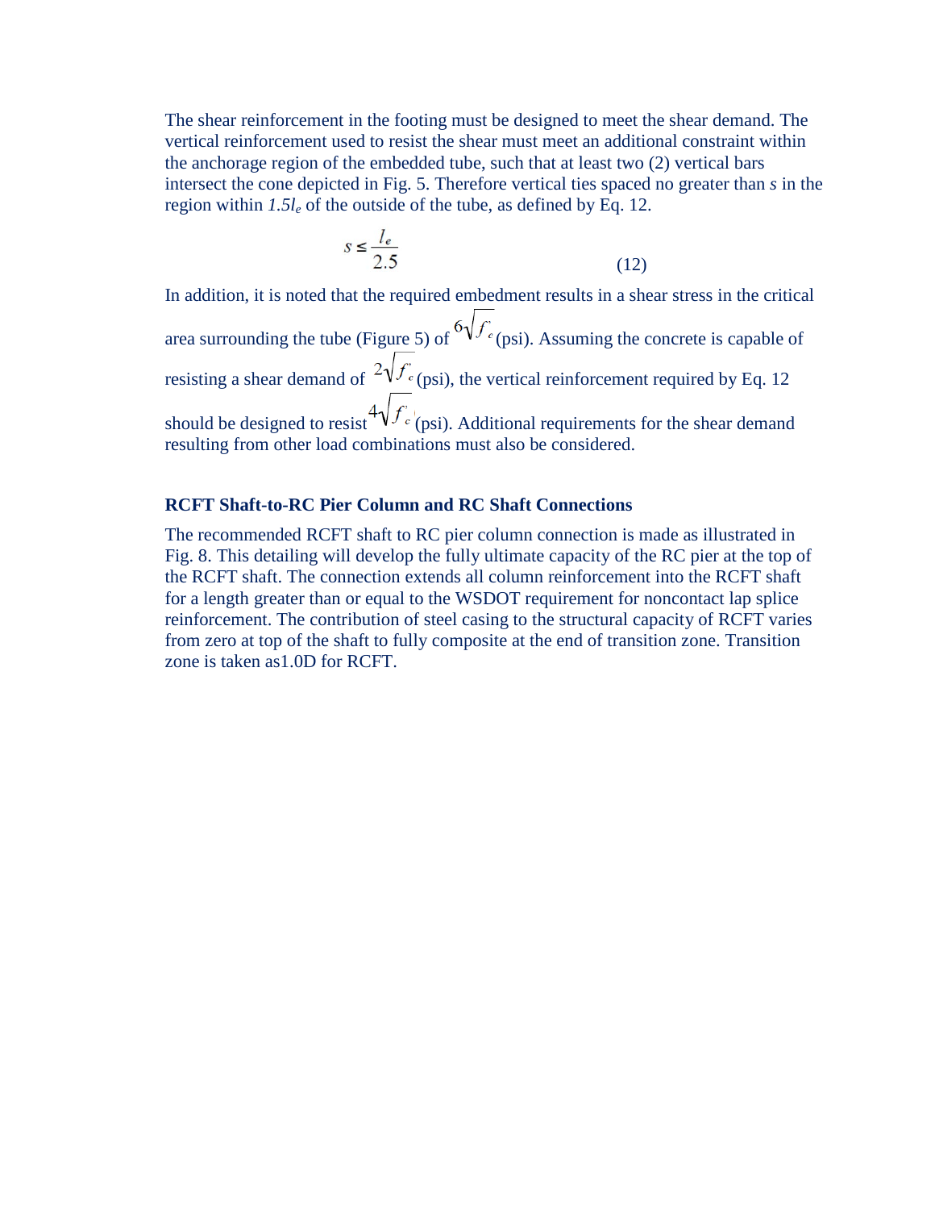The shear reinforcement in the footing must be designed to meet the shear demand. The vertical reinforcement used to resist the shear must meet an additional constraint within the anchorage region of the embedded tube, such that at least two (2) vertical bars intersect the cone depicted in Fig. 5. Therefore vertical ties spaced no greater than $s$ in the region within $1.5l_e$ of the outside of the tube, as defined by Eq. 12.

$$s \leq \frac{l_e}{2.5} \tag{12}$$

In addition, it is noted that the required embedment results in a shear stress in the critical area surrounding the tube (Figure 5) of $6\sqrt{f'_c}$ (psi). Assuming the concrete is capable of resisting a shear demand of $2\sqrt{f'_c}$ (psi), the vertical reinforcement required by Eq. 12 should be designed to resist $4\sqrt{f'_c}$ (psi). Additional requirements for the shear demand resulting from other load combinations must also be considered.

### RCFT Shaft-to-RC Pier Column and RC Shaft Connections

The recommended RCFT shaft to RC pier column connection is made as illustrated in Fig. 8. This detailing will develop the fully ultimate capacity of the RC pier at the top of the RCFT shaft. The connection extends all column reinforcement into the RCFT shaft for a length greater than or equal to the WSDOT requirement for noncontact lap splice reinforcement. The contribution of steel casing to the structural capacity of RCFT varies from zero at top of the shaft to fully composite at the end of transition zone. Transition zone is taken as1.0D for RCFT.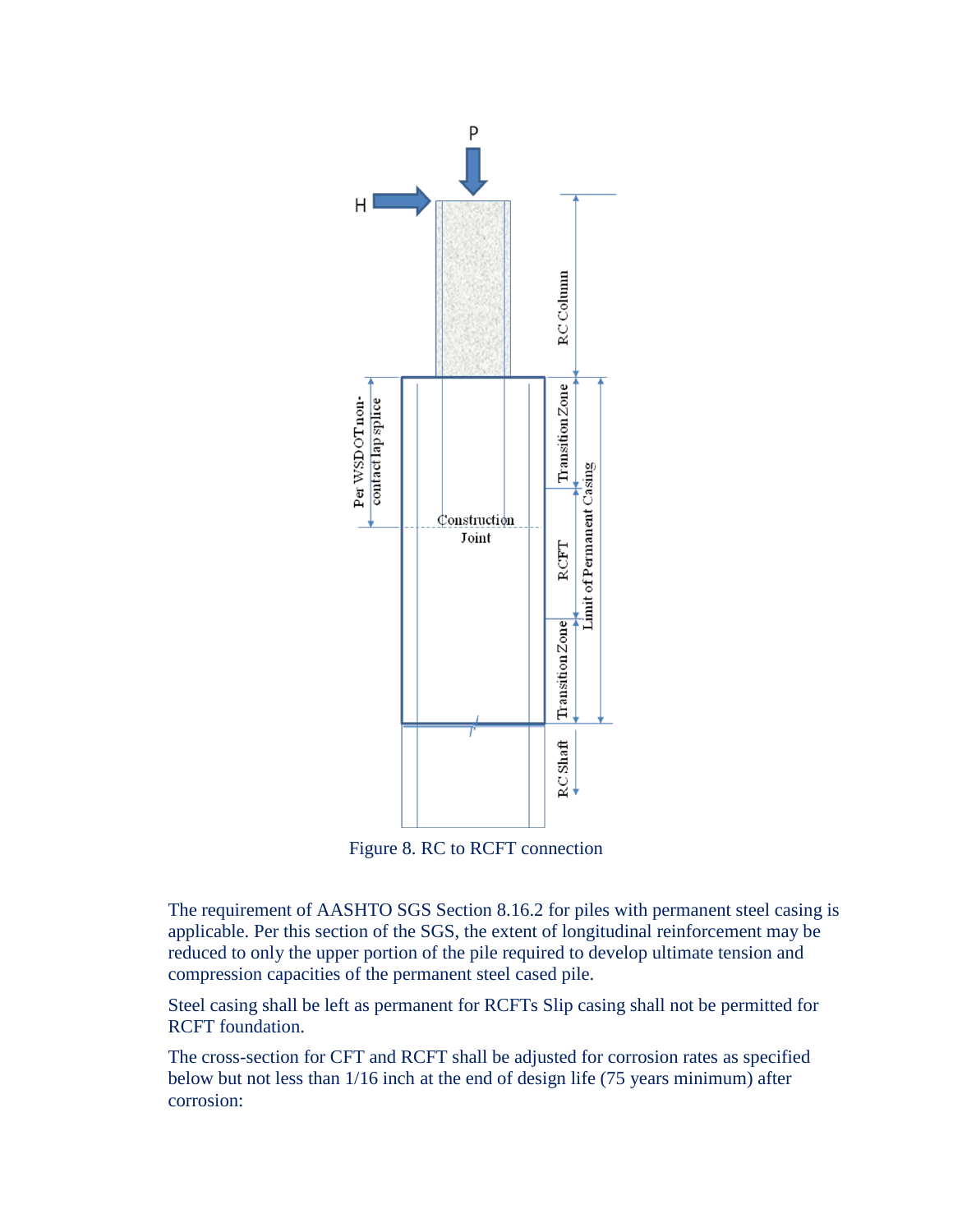Figure 8. RC to RCFT connection

The requirement of AASHTO SGS Section 8.16.2 for piles with permanent steel casing is applicable. Per this section of the SGS, the extent of longitudinal reinforcement may be reduced to only the upper portion of the pile required to develop ultimate tension and compression capacities of the permanent steel cased pile.

Steel casing shall be left as permanent for RCFTs Slip casing shall not be permitted for RCFT foundation.

The cross-section for CFT and RCFT shall be adjusted for corrosion rates as specified below but not less than 1/16 inch at the end of design life (75 years minimum) after corrosion: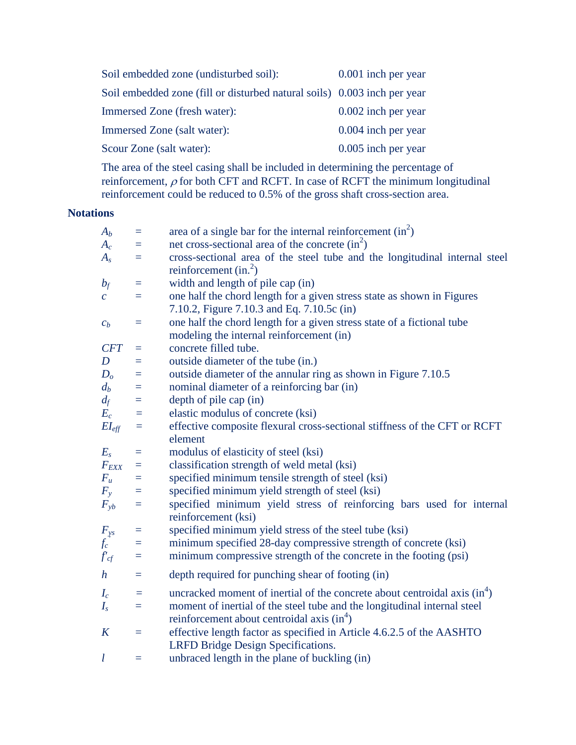| | |
|---|---|
| Soil embedded zone (undisturbed soil): | 0.001 inch per year |
| Soil embedded zone (fill or disturbed natural soils) | 0.003 inch per year |
| Immersed Zone (fresh water): | 0.002 inch per year |
| Immersed Zone (salt water): | 0.004 inch per year |
| Scour Zone (salt water): | 0.005 inch per year |

The area of the steel casing shall be included in determining the percentage of reinforcement, $\rho$ for both CFT and RCFT. In case of RCFT the minimum longitudinal reinforcement could be reduced to 0.5% of the gross shaft cross-section area.

**Notations**

| | | |
|---|---|---|
| $A_b$ | = | area of a single bar for the internal reinforcement ($in^2$) |
| $A_c$ | = | net cross-sectional area of the concrete ($in^2$) |
| $A_s$ | = | cross-sectional area of the steel tube and the longitudinal internal steel reinforcement ($in.^2$) |
| $b_f$ | = | width and length of pile cap (in) |
| $c$ | = | one half the chord length for a given stress state as shown in Figures 7.10.2, Figure 7.10.3 and Eq. 7.10.5c (in) |
| $c_b$ | = | one half the chord length for a given stress state of a fictional tube modeling the internal reinforcement (in) |
| $CFT$ | = | concrete filled tube. |
| $D$ | = | outside diameter of the tube (in.) |
| $D_o$ | = | outside diameter of the annular ring as shown in Figure 7.10.5 |
| $d_b$ | = | nominal diameter of a reinforcing bar (in) |
| $d_f$ | = | depth of pile cap (in) |
| $E_c$ | = | elastic modulus of concrete (ksi) |
| $EI_{eff}$ | = | effective composite flexural cross-sectional stiffness of the CFT or RCFT element |
| $E_s$ | = | modulus of elasticity of steel (ksi) |
| $F_{EXX}$ | = | classification strength of weld metal (ksi) |
| $F_u$ | = | specified minimum tensile strength of steel (ksi) |
| $F_y$ | = | specified minimum yield strength of steel (ksi) |
| $F_{yb}$ | = | specified minimum yield stress of reinforcing bars used for internal reinforcement (ksi) |
| $F_{ys}$ | = | specified minimum yield stress of the steel tube (ksi) |
| $f_c$ | = | minimum specified 28-day compressive strength of concrete (ksi) |
| $f'_{cf}$ | = | minimum compressive strength of the concrete in the footing (psi) |
| $h$ | = | depth required for punching shear of footing (in) |
| $I_c$ | = | uncracked moment of inertial of the concrete about centroidal axis ($in^4$) |
| $I_s$ | = | moment of inertial of the steel tube and the longitudinal internal steel reinforcement about centroidal axis ($in^4$) |
| $K$ | = | effective length factor as specified in Article 4.6.2.5 of the AASHTO LRFD Bridge Design Specifications. |
| $l$ | = | unbraced length in the plane of buckling (in) |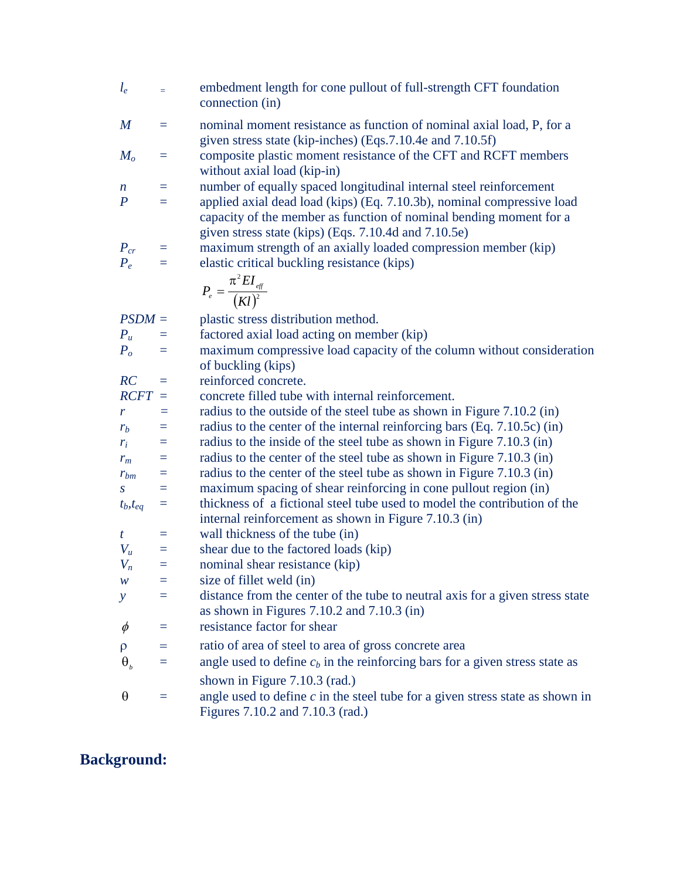$l_e$ = embedment length for cone pullout of full-strength CFT foundation connection (in)

$M$ = nominal moment resistance as function of nominal axial load, P, for a given stress state (kip-inches) (Eqs.7.10.4e and 7.10.5f)

$M_o$ = composite plastic moment resistance of the CFT and RCFT members without axial load (kip-in)

$n$ = number of equally spaced longitudinal internal steel reinforcement

$P$ = applied axial dead load (kips) (Eq. 7.10.3b), nominal compressive load capacity of the member as function of nominal bending moment for a given stress state (kips) (Eqs. 7.10.4d and 7.10.5e)

$P_{cr}$ = maximum strength of an axially loaded compression member (kip)

$P_e$ = elastic critical buckling resistance (kips)

$$P_e = \frac{\pi^2 EI_{eff}}{(Kl)^2}$$

$PSDM$ = plastic stress distribution method.

$P_u$ = factored axial load acting on member (kip)

$P_o$ = maximum compressive load capacity of the column without consideration of buckling (kips)

$RC$ = reinforced concrete.

$RCFT$ = concrete filled tube with internal reinforcement.

$r$ = radius to the outside of the steel tube as shown in Figure 7.10.2 (in)

$r_b$ = radius to the center of the internal reinforcing bars (Eq. 7.10.5c) (in)

$r_i$ = radius to the inside of the steel tube as shown in Figure 7.10.3 (in)

$r_m$ = radius to the center of the steel tube as shown in Figure 7.10.3 (in)

$r_{bm}$ = radius to the center of the steel tube as shown in Figure 7.10.3 (in)

$s$ = maximum spacing of shear reinforcing in cone pullout region (in)

$t_b$,$t_{eq}$ = thickness of a fictional steel tube used to model the contribution of the internal reinforcement as shown in Figure 7.10.3 (in)

$t$ = wall thickness of the tube (in)

$V_u$ = shear due to the factored loads (kip)

$V_n$ = nominal shear resistance (kip)

$w$ = size of fillet weld (in)

$y$ = distance from the center of the tube to neutral axis for a given stress state as shown in Figures 7.10.2 and 7.10.3 (in)

$\phi$ = resistance factor for shear

$\rho$ = ratio of area of steel to area of gross concrete area

$\theta_b$ = angle used to define $c_b$ in the reinforcing bars for a given stress state as shown in Figure 7.10.3 (rad.)

$\theta$ = angle used to define $c$ in the steel tube for a given stress state as shown in Figures 7.10.2 and 7.10.3 (rad.)

## Background: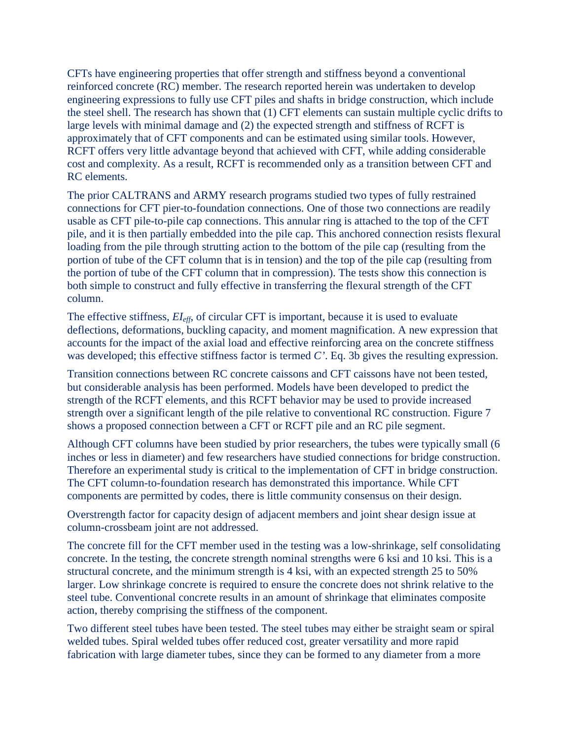CFTs have engineering properties that offer strength and stiffness beyond a conventional reinforced concrete (RC) member. The research reported herein was undertaken to develop engineering expressions to fully use CFT piles and shafts in bridge construction, which include the steel shell. The research has shown that (1) CFT elements can sustain multiple cyclic drifts to large levels with minimal damage and (2) the expected strength and stiffness of RCFT is approximately that of CFT components and can be estimated using similar tools. However, RCFT offers very little advantage beyond that achieved with CFT, while adding considerable cost and complexity. As a result, RCFT is recommended only as a transition between CFT and RC elements.

The prior CALTRANS and ARMY research programs studied two types of fully restrained connections for CFT pier-to-foundation connections. One of those two connections are readily usable as CFT pile-to-pile cap connections. This annular ring is attached to the top of the CFT pile, and it is then partially embedded into the pile cap. This anchored connection resists flexural loading from the pile through strutting action to the bottom of the pile cap (resulting from the portion of tube of the CFT column that is in tension) and the top of the pile cap (resulting from the portion of tube of the CFT column that in compression). The tests show this connection is both simple to construct and fully effective in transferring the flexural strength of the CFT column.

The effective stiffness, $EI_{eff}$, of circular CFT is important, because it is used to evaluate deflections, deformations, buckling capacity, and moment magnification. A new expression that accounts for the impact of the axial load and effective reinforcing area on the concrete stiffness was developed; this effective stiffness factor is termed $C'$. Eq. 3b gives the resulting expression.

Transition connections between RC concrete caissons and CFT caissons have not been tested, but considerable analysis has been performed. Models have been developed to predict the strength of the RCFT elements, and this RCFT behavior may be used to provide increased strength over a significant length of the pile relative to conventional RC construction. Figure 7 shows a proposed connection between a CFT or RCFT pile and an RC pile segment.

Although CFT columns have been studied by prior researchers, the tubes were typically small (6 inches or less in diameter) and few researchers have studied connections for bridge construction. Therefore an experimental study is critical to the implementation of CFT in bridge construction. The CFT column-to-foundation research has demonstrated this importance. While CFT components are permitted by codes, there is little community consensus on their design.

Overstrength factor for capacity design of adjacent members and joint shear design issue at column-crossbeam joint are not addressed.

The concrete fill for the CFT member used in the testing was a low-shrinkage, self consolidating concrete. In the testing, the concrete strength nominal strengths were 6 ksi and 10 ksi. This is a structural concrete, and the minimum strength is 4 ksi, with an expected strength 25 to 50% larger. Low shrinkage concrete is required to ensure the concrete does not shrink relative to the steel tube. Conventional concrete results in an amount of shrinkage that eliminates composite action, thereby comprising the stiffness of the component.

Two different steel tubes have been tested. The steel tubes may either be straight seam or spiral welded tubes. Spiral welded tubes offer reduced cost, greater versatility and more rapid fabrication with large diameter tubes, since they can be formed to any diameter from a more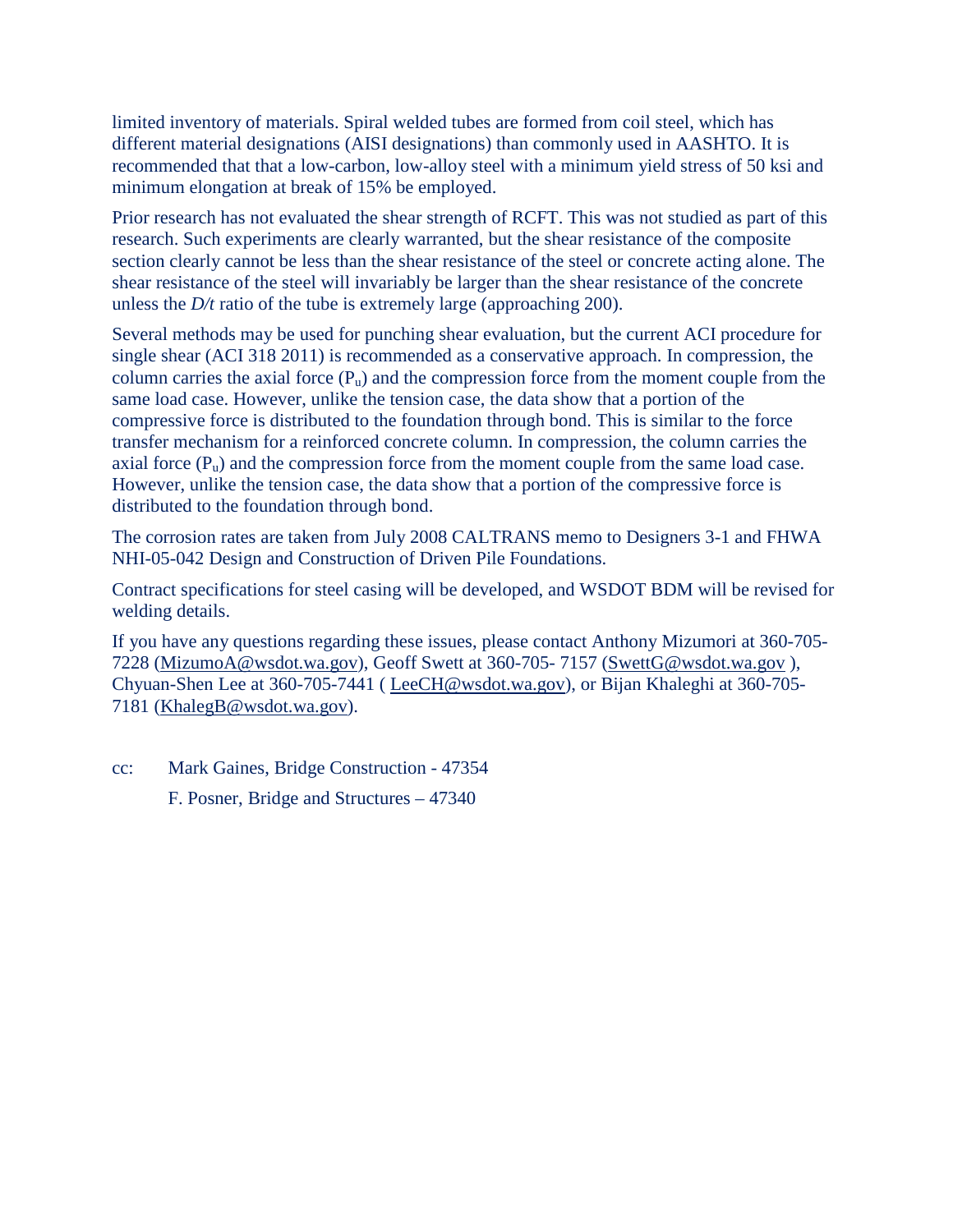limited inventory of materials. Spiral welded tubes are formed from coil steel, which has different material designations (AISI designations) than commonly used in AASHTO. It is recommended that that a low-carbon, low-alloy steel with a minimum yield stress of 50 ksi and minimum elongation at break of 15% be employed.

Prior research has not evaluated the shear strength of RCFT. This was not studied as part of this research. Such experiments are clearly warranted, but the shear resistance of the composite section clearly cannot be less than the shear resistance of the steel or concrete acting alone. The shear resistance of the steel will invariably be larger than the shear resistance of the concrete unless the *D/t* ratio of the tube is extremely large (approaching 200).

Several methods may be used for punching shear evaluation, but the current ACI procedure for single shear (ACI 318 2011) is recommended as a conservative approach. In compression, the column carries the axial force ($P_u$) and the compression force from the moment couple from the same load case. However, unlike the tension case, the data show that a portion of the compressive force is distributed to the foundation through bond. This is similar to the force transfer mechanism for a reinforced concrete column. In compression, the column carries the axial force ($P_u$) and the compression force from the moment couple from the same load case. However, unlike the tension case, the data show that a portion of the compressive force is distributed to the foundation through bond.

The corrosion rates are taken from July 2008 CALTRANS memo to Designers 3-1 and FHWA NHI-05-042 Design and Construction of Driven Pile Foundations.

Contract specifications for steel casing will be developed, and WSDOT BDM will be revised for welding details.

If you have any questions regarding these issues, please contact Anthony Mizumori at 360-705-7228 (MizumoA@wsdot.wa.gov), Geoff Swett at 360-705- 7157 (SwettG@wsdot.wa.gov ), Chyuan-Shen Lee at 360-705-7441 ( LeeCH@wsdot.wa.gov), or Bijan Khaleghi at 360-705-7181 (KhalegB@wsdot.wa.gov).

cc: Mark Gaines, Bridge Construction - 47354

F. Posner, Bridge and Structures – 47340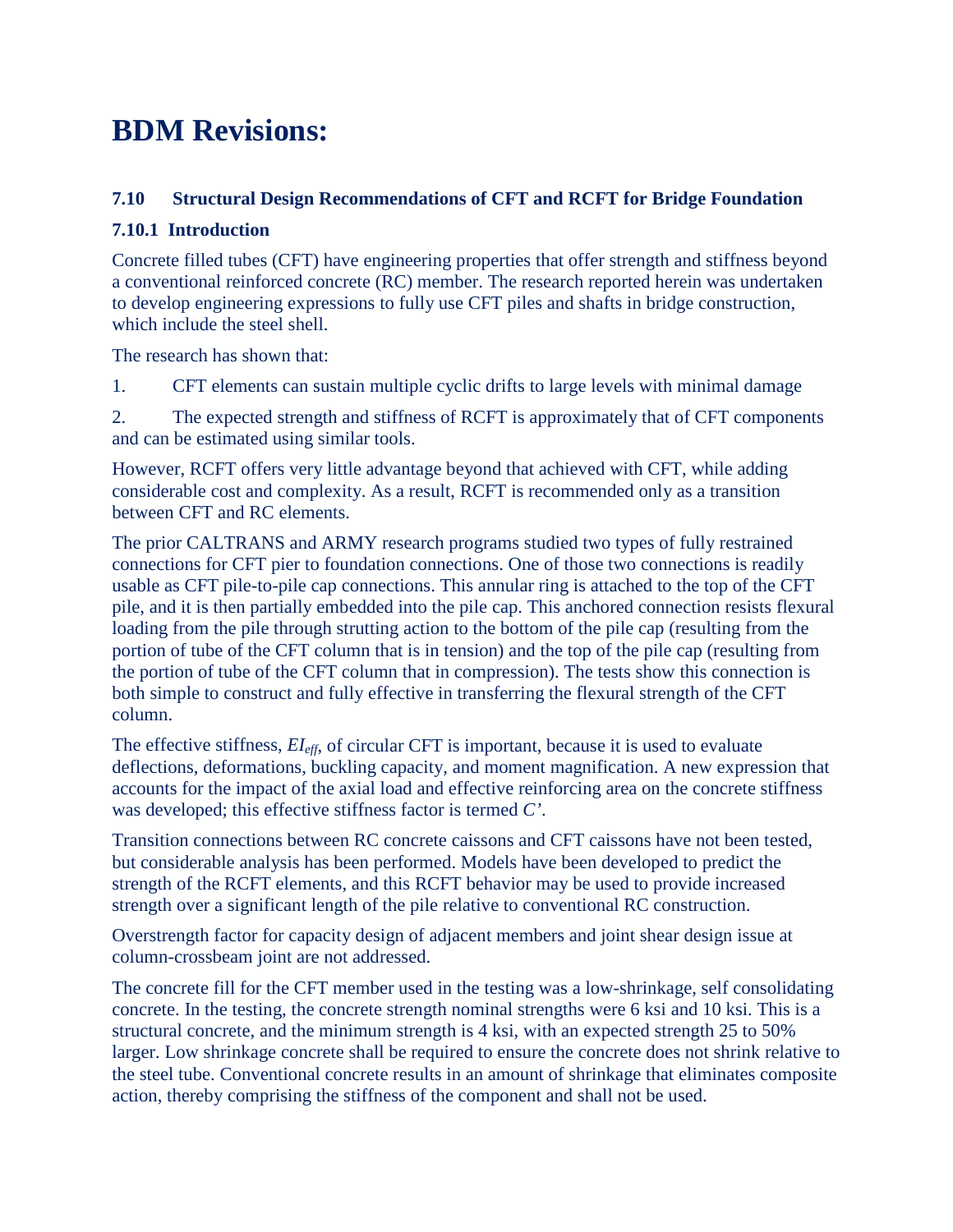# BDM Revisions:

### 7.10 Structural Design Recommendations of CFT and RCFT for Bridge Foundation

### 7.10.1 Introduction

Concrete filled tubes (CFT) have engineering properties that offer strength and stiffness beyond a conventional reinforced concrete (RC) member. The research reported herein was undertaken to develop engineering expressions to fully use CFT piles and shafts in bridge construction, which include the steel shell.

The research has shown that:

1. CFT elements can sustain multiple cyclic drifts to large levels with minimal damage

2. The expected strength and stiffness of RCFT is approximately that of CFT components and can be estimated using similar tools.

However, RCFT offers very little advantage beyond that achieved with CFT, while adding considerable cost and complexity. As a result, RCFT is recommended only as a transition between CFT and RC elements.

The prior CALTRANS and ARMY research programs studied two types of fully restrained connections for CFT pier to foundation connections. One of those two connections is readily usable as CFT pile-to-pile cap connections. This annular ring is attached to the top of the CFT pile, and it is then partially embedded into the pile cap. This anchored connection resists flexural loading from the pile through strutting action to the bottom of the pile cap (resulting from the portion of tube of the CFT column that is in tension) and the top of the pile cap (resulting from the portion of tube of the CFT column that in compression). The tests show this connection is both simple to construct and fully effective in transferring the flexural strength of the CFT column.

The effective stiffness, $EI_{eff}$, of circular CFT is important, because it is used to evaluate deflections, deformations, buckling capacity, and moment magnification. A new expression that accounts for the impact of the axial load and effective reinforcing area on the concrete stiffness was developed; this effective stiffness factor is termed *C'*.

Transition connections between RC concrete caissons and CFT caissons have not been tested, but considerable analysis has been performed. Models have been developed to predict the strength of the RCFT elements, and this RCFT behavior may be used to provide increased strength over a significant length of the pile relative to conventional RC construction.

Overstrength factor for capacity design of adjacent members and joint shear design issue at column-crossbeam joint are not addressed.

The concrete fill for the CFT member used in the testing was a low-shrinkage, self consolidating concrete. In the testing, the concrete strength nominal strengths were 6 ksi and 10 ksi. This is a structural concrete, and the minimum strength is 4 ksi, with an expected strength 25 to 50% larger. Low shrinkage concrete shall be required to ensure the concrete does not shrink relative to the steel tube. Conventional concrete results in an amount of shrinkage that eliminates composite action, thereby comprising the stiffness of the component and shall not be used.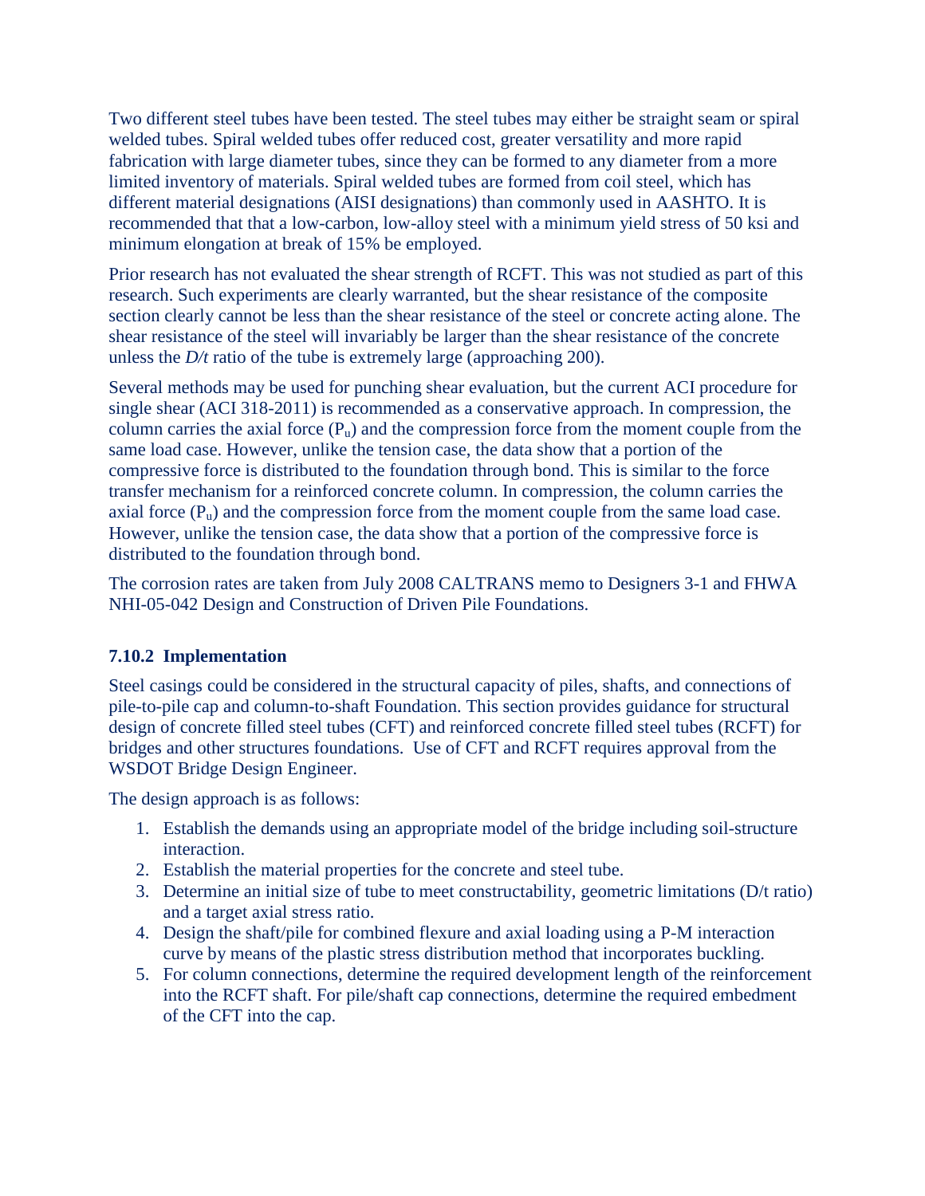Two different steel tubes have been tested. The steel tubes may either be straight seam or spiral welded tubes. Spiral welded tubes offer reduced cost, greater versatility and more rapid fabrication with large diameter tubes, since they can be formed to any diameter from a more limited inventory of materials. Spiral welded tubes are formed from coil steel, which has different material designations (AISI designations) than commonly used in AASHTO. It is recommended that that a low-carbon, low-alloy steel with a minimum yield stress of 50 ksi and minimum elongation at break of 15% be employed.

Prior research has not evaluated the shear strength of RCFT. This was not studied as part of this research. Such experiments are clearly warranted, but the shear resistance of the composite section clearly cannot be less than the shear resistance of the steel or concrete acting alone. The shear resistance of the steel will invariably be larger than the shear resistance of the concrete unless the *D/t* ratio of the tube is extremely large (approaching 200).

Several methods may be used for punching shear evaluation, but the current ACI procedure for single shear (ACI 318-2011) is recommended as a conservative approach. In compression, the column carries the axial force ($P_u$) and the compression force from the moment couple from the same load case. However, unlike the tension case, the data show that a portion of the compressive force is distributed to the foundation through bond. This is similar to the force transfer mechanism for a reinforced concrete column. In compression, the column carries the axial force ($P_u$) and the compression force from the moment couple from the same load case. However, unlike the tension case, the data show that a portion of the compressive force is distributed to the foundation through bond.

The corrosion rates are taken from July 2008 CALTRANS memo to Designers 3-1 and FHWA NHI-05-042 Design and Construction of Driven Pile Foundations.

### 7.10.2 Implementation

Steel casings could be considered in the structural capacity of piles, shafts, and connections of pile-to-pile cap and column-to-shaft Foundation. This section provides guidance for structural design of concrete filled steel tubes (CFT) and reinforced concrete filled steel tubes (RCFT) for bridges and other structures foundations. Use of CFT and RCFT requires approval from the WSDOT Bridge Design Engineer.

The design approach is as follows:

1. Establish the demands using an appropriate model of the bridge including soil-structure interaction.
2. Establish the material properties for the concrete and steel tube.
3. Determine an initial size of tube to meet constructability, geometric limitations (D/t ratio) and a target axial stress ratio.
4. Design the shaft/pile for combined flexure and axial loading using a P-M interaction curve by means of the plastic stress distribution method that incorporates buckling.
5. For column connections, determine the required development length of the reinforcement into the RCFT shaft. For pile/shaft cap connections, determine the required embedment of the CFT into the cap.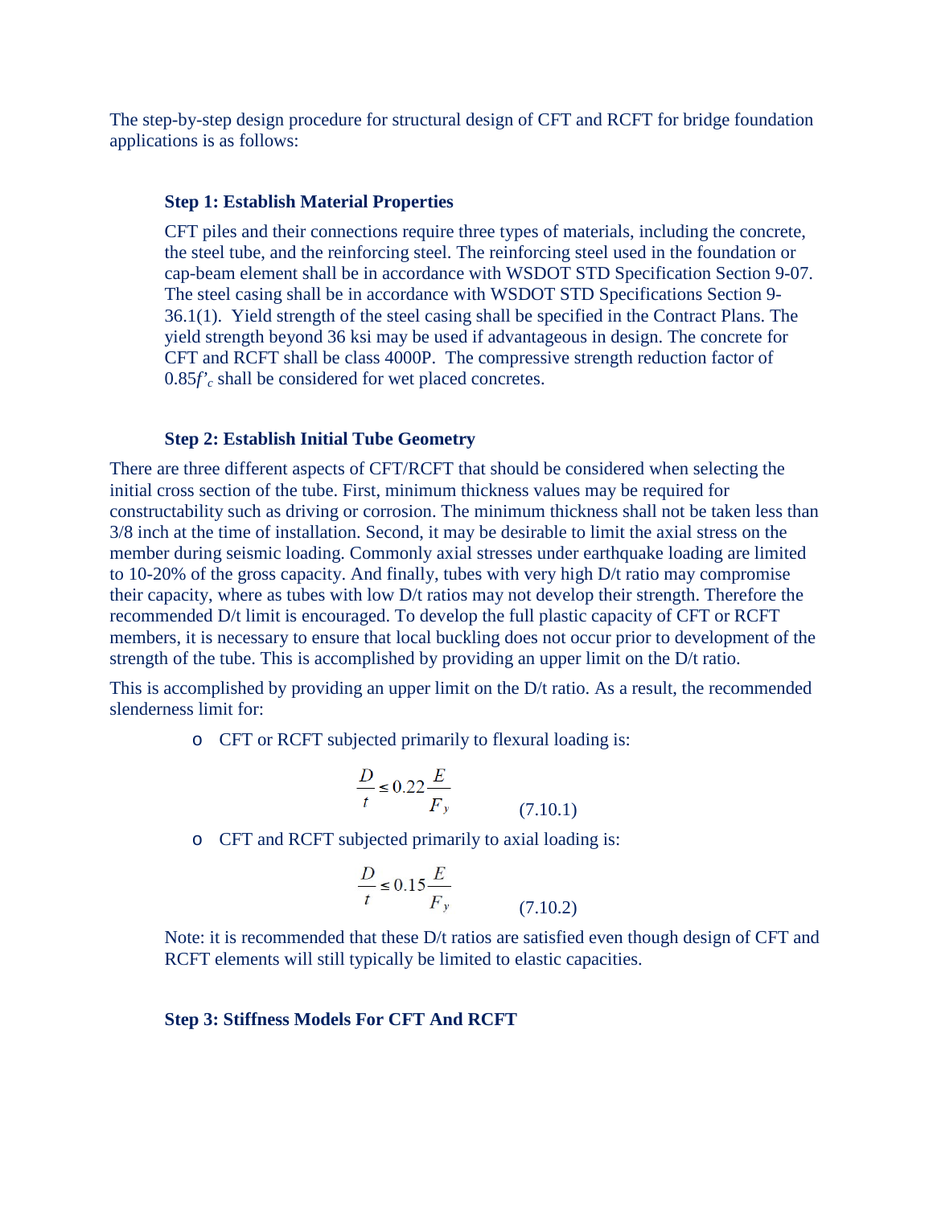The step-by-step design procedure for structural design of CFT and RCFT for bridge foundation applications is as follows:

**Step 1: Establish Material Properties**

CFT piles and their connections require three types of materials, including the concrete, the steel tube, and the reinforcing steel. The reinforcing steel used in the foundation or cap-beam element shall be in accordance with WSDOT STD Specification Section 9-07. The steel casing shall be in accordance with WSDOT STD Specifications Section 9-36.1(1). Yield strength of the steel casing shall be specified in the Contract Plans. The yield strength beyond 36 ksi may be used if advantageous in design. The concrete for CFT and RCFT shall be class 4000P. The compressive strength reduction factor of $0.85f'_c$ shall be considered for wet placed concretes.

**Step 2: Establish Initial Tube Geometry**

There are three different aspects of CFT/RCFT that should be considered when selecting the initial cross section of the tube. First, minimum thickness values may be required for constructability such as driving or corrosion. The minimum thickness shall not be taken less than 3/8 inch at the time of installation. Second, it may be desirable to limit the axial stress on the member during seismic loading. Commonly axial stresses under earthquake loading are limited to 10-20% of the gross capacity. And finally, tubes with very high D/t ratio may compromise their capacity, where as tubes with low D/t ratios may not develop their strength. Therefore the recommended D/t limit is encouraged. To develop the full plastic capacity of CFT or RCFT members, it is necessary to ensure that local buckling does not occur prior to development of the strength of the tube. This is accomplished by providing an upper limit on the D/t ratio.

This is accomplished by providing an upper limit on the D/t ratio. As a result, the recommended slenderness limit for:

- CFT or RCFT subjected primarily to flexural loading is:

$$\frac{D}{t} \leq 0.22\frac{E}{F_y} \qquad (7.10.1)$$

- CFT and RCFT subjected primarily to axial loading is:

$$\frac{D}{t} \leq 0.15\frac{E}{F_y} \qquad (7.10.2)$$

Note: it is recommended that these D/t ratios are satisfied even though design of CFT and RCFT elements will still typically be limited to elastic capacities.

**Step 3: Stiffness Models For CFT And RCFT**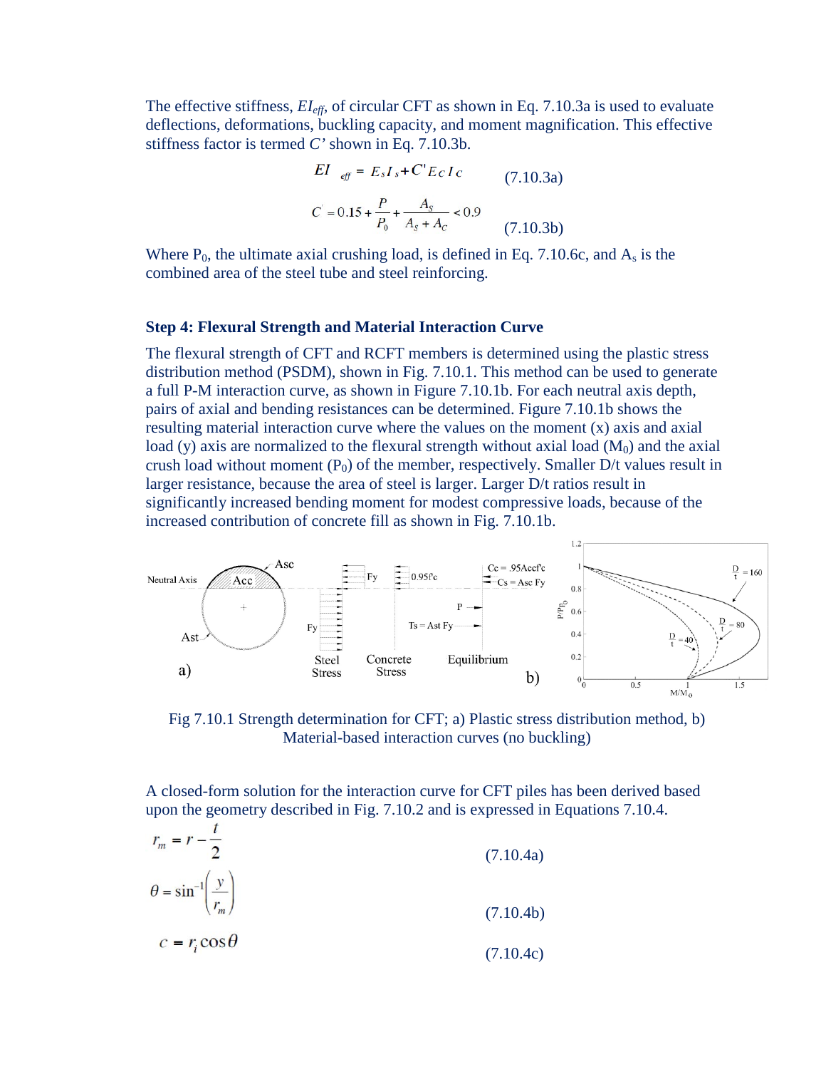The effective stiffness, $EI_{eff}$, of circular CFT as shown in Eq. 7.10.3a is used to evaluate deflections, deformations, buckling capacity, and moment magnification. This effective stiffness factor is termed *C'* shown in Eq. 7.10.3b.

$$EI_{eff} = E_s I_s + C' E_C I_C \qquad (7.10.3a)$$

$$C' = 0.15 + \frac{P}{P_0} + \frac{A_S}{A_S + A_C} < 0.9 \qquad (7.10.3b)$$

Where $P_0$, the ultimate axial crushing load, is defined in Eq. 7.10.6c, and $A_s$ is the combined area of the steel tube and steel reinforcing.

### Step 4: Flexural Strength and Material Interaction Curve

The flexural strength of CFT and RCFT members is determined using the plastic stress distribution method (PSDM), shown in Fig. 7.10.1. This method can be used to generate a full P-M interaction curve, as shown in Figure 7.10.1b. For each neutral axis depth, pairs of axial and bending resistances can be determined. Figure 7.10.1b shows the resulting material interaction curve where the values on the moment (x) axis and axial load (y) axis are normalized to the flexural strength without axial load ($M_0$) and the axial crush load without moment ($P_0$) of the member, respectively. Smaller D/t values result in larger resistance, because the area of steel is larger. Larger D/t ratios result in significantly increased bending moment for modest compressive loads, because of the increased contribution of concrete fill as shown in Fig. 7.10.1b.

Fig 7.10.1 Strength determination for CFT; a) Plastic stress distribution method, b) Material-based interaction curves (no buckling)

A closed-form solution for the interaction curve for CFT piles has been derived based upon the geometry described in Fig. 7.10.2 and is expressed in Equations 7.10.4.

$$r_m = r - \frac{t}{2} \qquad (7.10.4a)$$

$$\theta = \sin^{-1}\left(\frac{y}{r_m}\right) \qquad (7.10.4b)$$

$$c = r_i \cos\theta \qquad (7.10.4c)$$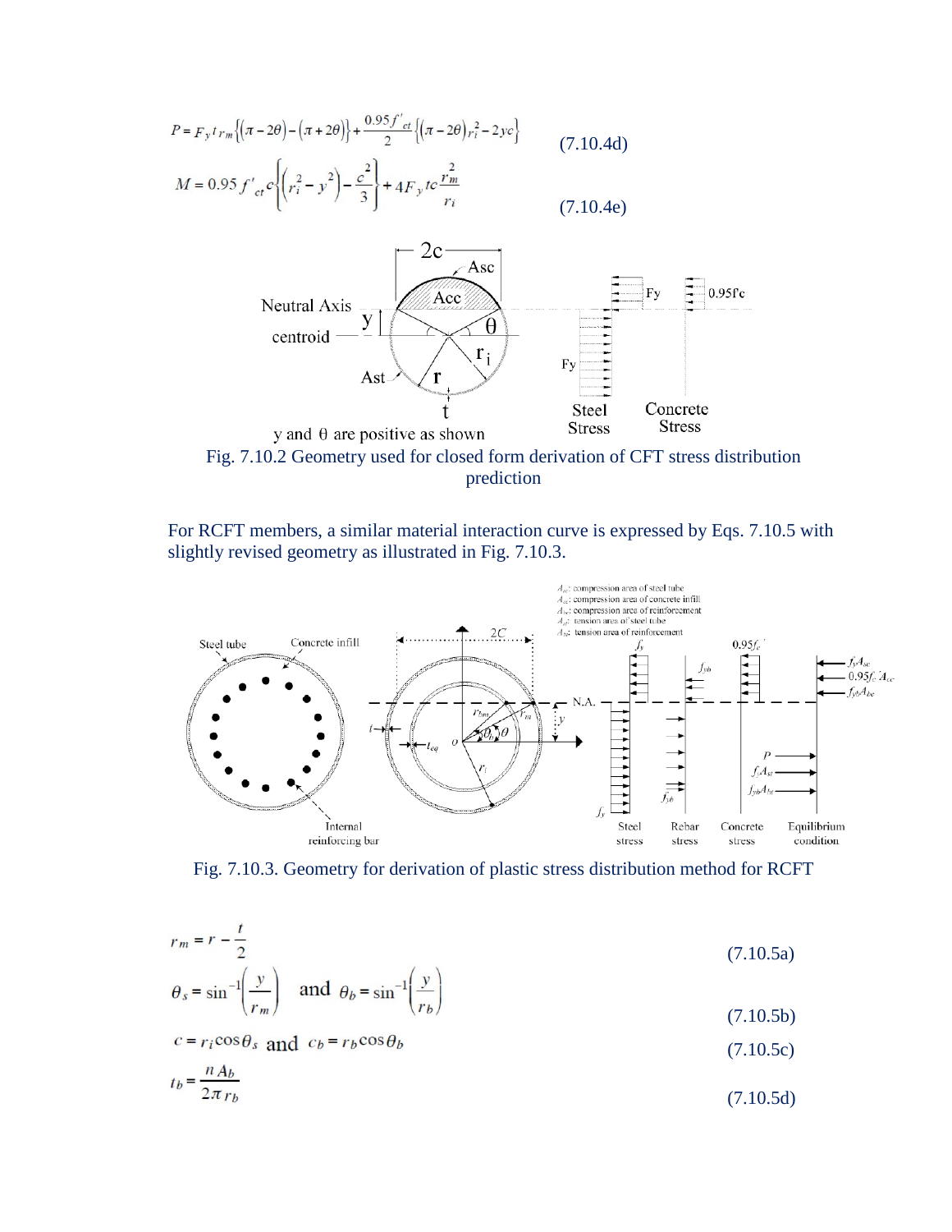$$P = F_y t r_m \left\{ (\pi - 2\theta) - (\pi + 2\theta) \right\} + \frac{0.95 f'_{ct}}{2} \left\{ (\pi - 2\theta) r_i^2 - 2yc \right\} \quad (7.10.4d)$$

$$M = 0.95 f'_{ct} c \left\{ \left( r_i^2 - y^2 \right) - \frac{c^2}{3} \right\} + 4 F_y t c \frac{r_m^2}{r_i} \quad (7.10.4e)$$

Fig. 7.10.2 Geometry used for closed form derivation of CFT stress distribution prediction

For RCFT members, a similar material interaction curve is expressed by Eqs. 7.10.5 with slightly revised geometry as illustrated in Fig. 7.10.3.

Fig. 7.10.3. Geometry for derivation of plastic stress distribution method for RCFT

$$r_m = r - \frac{t}{2} \quad (7.10.5a)$$

$$\theta_s = \sin^{-1}\left(\frac{y}{r_m}\right) \quad \text{and} \quad \theta_b = \sin^{-1}\left(\frac{y}{r_b}\right) \quad (7.10.5b)$$

$$c = r_i \cos\theta_s \quad \text{and} \quad c_b = r_b \cos\theta_b \quad (7.10.5c)$$

$$t_b = \frac{n A_b}{2\pi r_b} \quad (7.10.5d)$$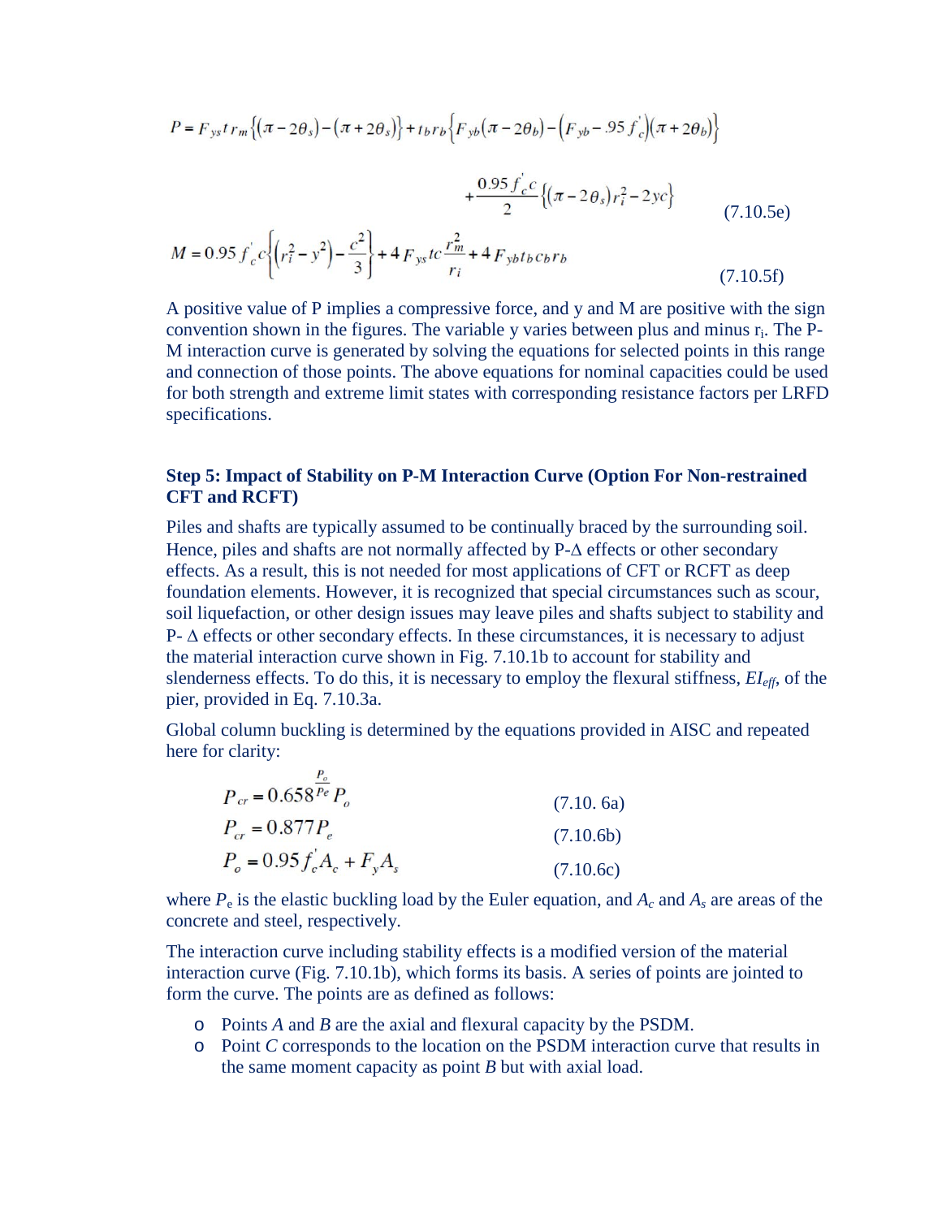$$P = F_{ys} t\, r_m \left\{ (\pi - 2\theta_s) - (\pi + 2\theta_s) \right\} + t_b r_b \left\{ F_{yb} (\pi - 2\theta_b) - \left( F_{yb} - .95 f_c^{'} \right) (\pi + 2\theta_b) \right\}$$

$$+ \frac{0.95 f_c^{'} c}{2} \left\{ (\pi - 2\theta_s) r_i^2 - 2yc \right\} \qquad (7.10.5e)$$

$$M = 0.95 f_c^{'} c \left\{ \left( r_i^2 - y^2 \right) - \frac{c^2}{3} \right\} + 4 F_{ys} t c \frac{r_m^2}{r_i} + 4 F_{yb} t_b c_b r_b \qquad (7.10.5f)$$

A positive value of P implies a compressive force, and y and M are positive with the sign convention shown in the figures. The variable y varies between plus and minus $r_i$. The P-M interaction curve is generated by solving the equations for selected points in this range and connection of those points. The above equations for nominal capacities could be used for both strength and extreme limit states with corresponding resistance factors per LRFD specifications.

### Step 5: Impact of Stability on P-M Interaction Curve (Option For Non-restrained CFT and RCFT)

Piles and shafts are typically assumed to be continually braced by the surrounding soil. Hence, piles and shafts are not normally affected by P-Δ effects or other secondary effects. As a result, this is not needed for most applications of CFT or RCFT as deep foundation elements. However, it is recognized that special circumstances such as scour, soil liquefaction, or other design issues may leave piles and shafts subject to stability and P- Δ effects or other secondary effects. In these circumstances, it is necessary to adjust the material interaction curve shown in Fig. 7.10.1b to account for stability and slenderness effects. To do this, it is necessary to employ the flexural stiffness, $EI_{eff}$, of the pier, provided in Eq. 7.10.3a.

Global column buckling is determined by the equations provided in AISC and repeated here for clarity:

$$P_{cr} = 0.658^{\frac{P_o}{P_e}} P_o \qquad (7.10.6a)$$

$$P_{cr} = 0.877 P_e \qquad (7.10.6b)$$

$$P_o = 0.95 f_c^{'} A_c + F_y A_s \qquad (7.10.6c)$$

where $P_e$ is the elastic buckling load by the Euler equation, and $A_c$ and $A_s$ are areas of the concrete and steel, respectively.

The interaction curve including stability effects is a modified version of the material interaction curve (Fig. 7.10.1b), which forms its basis. A series of points are jointed to form the curve. The points are as defined as follows:

- Points *A* and *B* are the axial and flexural capacity by the PSDM.
- Point *C* corresponds to the location on the PSDM interaction curve that results in the same moment capacity as point *B* but with axial load.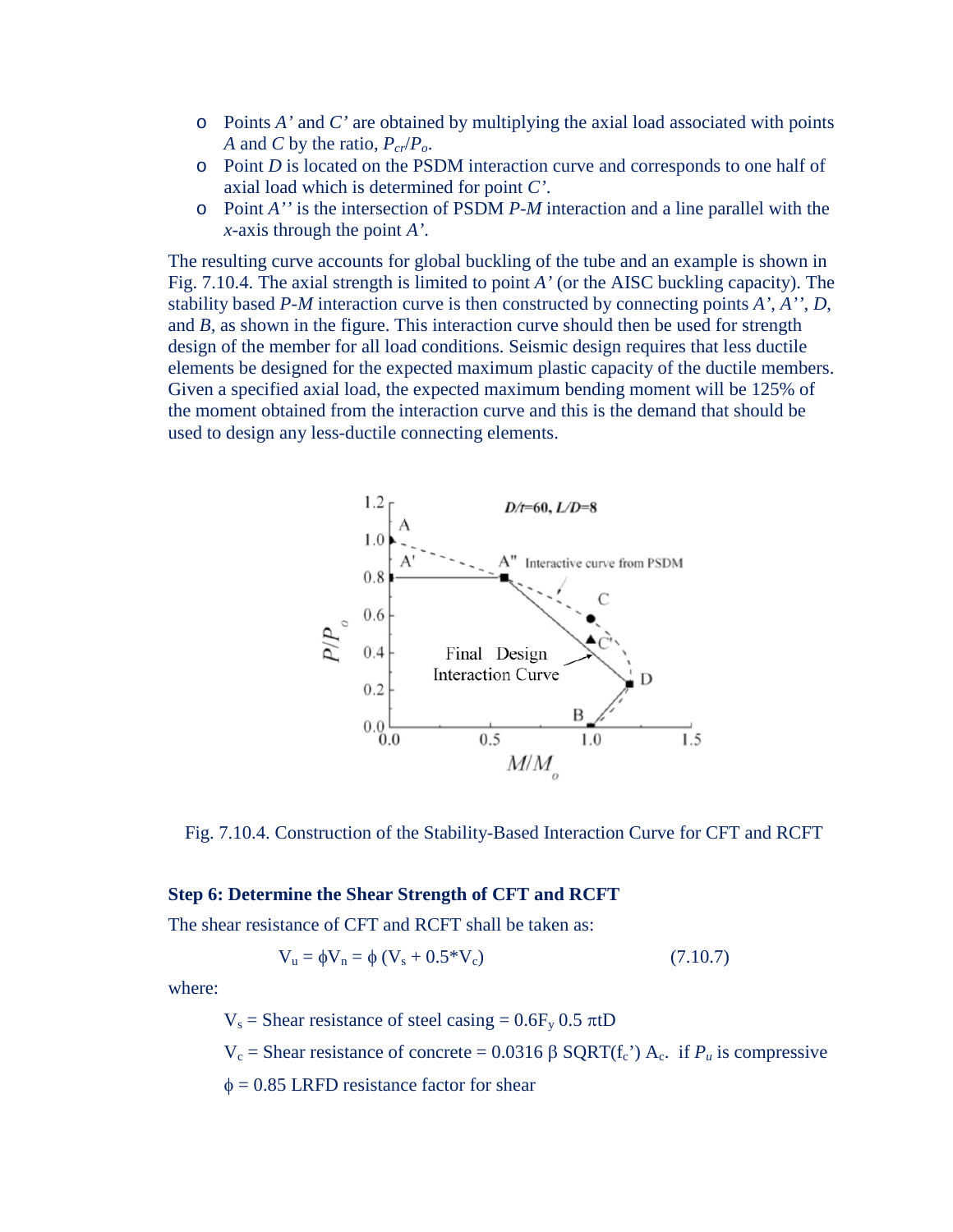- Points *A'* and *C'* are obtained by multiplying the axial load associated with points *A* and *C* by the ratio, $P_{cr}/P_o$.
- Point *D* is located on the PSDM interaction curve and corresponds to one half of axial load which is determined for point *C'*.
- Point *A''* is the intersection of PSDM *P-M* interaction and a line parallel with the *x*-axis through the point *A'*.

The resulting curve accounts for global buckling of the tube and an example is shown in Fig. 7.10.4. The axial strength is limited to point *A'* (or the AISC buckling capacity). The stability based *P-M* interaction curve is then constructed by connecting points *A'*, *A''*, *D*, and *B*, as shown in the figure. This interaction curve should then be used for strength design of the member for all load conditions. Seismic design requires that less ductile elements be designed for the expected maximum plastic capacity of the ductile members. Given a specified axial load, the expected maximum bending moment will be 125% of the moment obtained from the interaction curve and this is the demand that should be used to design any less-ductile connecting elements.

Fig. 7.10.4. Construction of the Stability-Based Interaction Curve for CFT and RCFT

### Step 6: Determine the Shear Strength of CFT and RCFT

The shear resistance of CFT and RCFT shall be taken as:

$$V_u = \phi V_n = \phi\,(V_s + 0.5 * V_c) \qquad (7.10.7)$$

where:

$V_s$ = Shear resistance of steel casing = $0.6F_y\, 0.5\, \pi t D$

$V_c$ = Shear resistance of concrete = $0.0316\, \beta\, \mathrm{SQRT}(f_c')\, A_c$. if $P_u$ is compressive

$\phi$ = 0.85 LRFD resistance factor for shear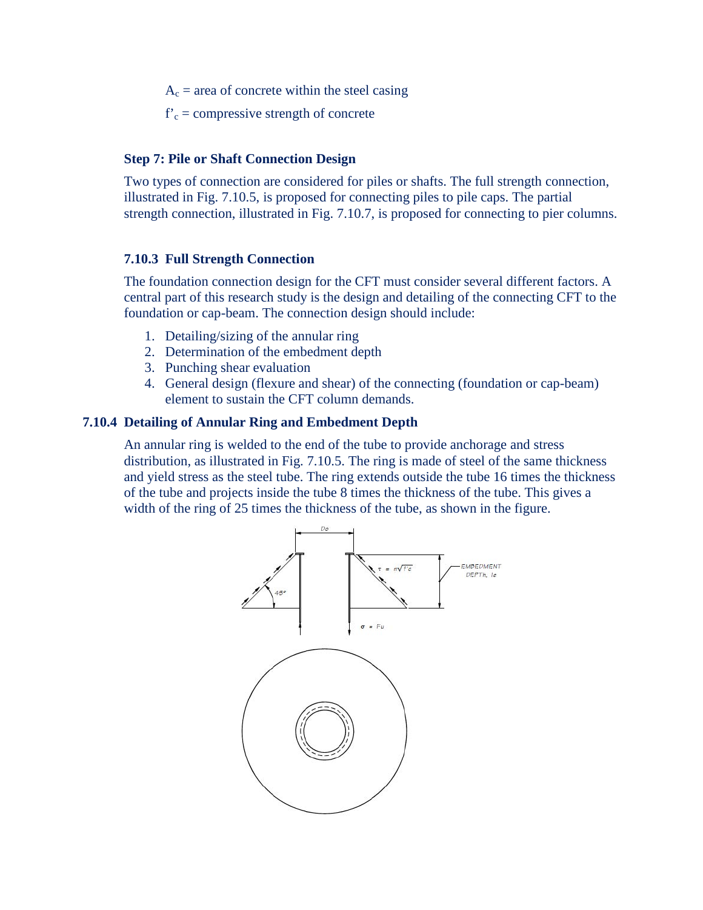$A_c$ = area of concrete within the steel casing

$f'_c$ = compressive strength of concrete

**Step 7: Pile or Shaft Connection Design**

Two types of connection are considered for piles or shafts. The full strength connection, illustrated in Fig. 7.10.5, is proposed for connecting piles to pile caps. The partial strength connection, illustrated in Fig. 7.10.7, is proposed for connecting to pier columns.

### 7.10.3 Full Strength Connection

The foundation connection design for the CFT must consider several different factors. A central part of this research study is the design and detailing of the connecting CFT to the foundation or cap-beam. The connection design should include:

1. Detailing/sizing of the annular ring
2. Determination of the embedment depth
3. Punching shear evaluation
4. General design (flexure and shear) of the connecting (foundation or cap-beam) element to sustain the CFT column demands.

### 7.10.4 Detailing of Annular Ring and Embedment Depth

An annular ring is welded to the end of the tube to provide anchorage and stress distribution, as illustrated in Fig. 7.10.5. The ring is made of steel of the same thickness and yield stress as the steel tube. The ring extends outside the tube 16 times the thickness of the tube and projects inside the tube 8 times the thickness of the tube. This gives a width of the ring of 25 times the thickness of the tube, as shown in the figure.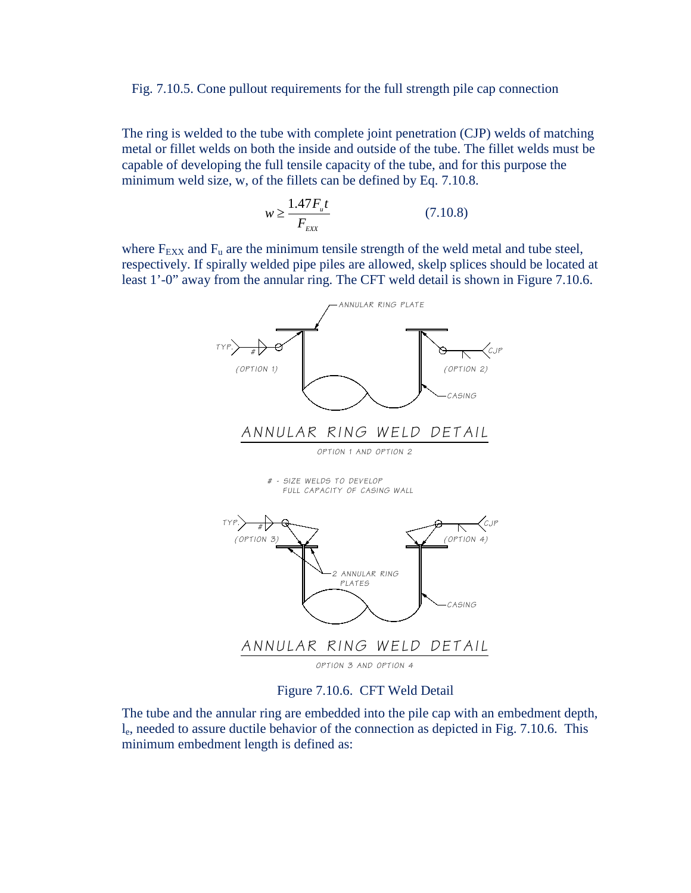Fig. 7.10.5. Cone pullout requirements for the full strength pile cap connection

The ring is welded to the tube with complete joint penetration (CJP) welds of matching metal or fillet welds on both the inside and outside of the tube. The fillet welds must be capable of developing the full tensile capacity of the tube, and for this purpose the minimum weld size, w, of the fillets can be defined by Eq. 7.10.8.

$$w \geq \frac{1.47 F_u t}{F_{EXX}} \qquad (7.10.8)$$

where $F_{EXX}$ and $F_u$ are the minimum tensile strength of the weld metal and tube steel, respectively. If spirally welded pipe piles are allowed, skelp splices should be located at least 1'-0" away from the annular ring. The CFT weld detail is shown in Figure 7.10.6.

Figure 7.10.6. CFT Weld Detail

The tube and the annular ring are embedded into the pile cap with an embedment depth, $l_e$, needed to assure ductile behavior of the connection as depicted in Fig. 7.10.6. This minimum embedment length is defined as: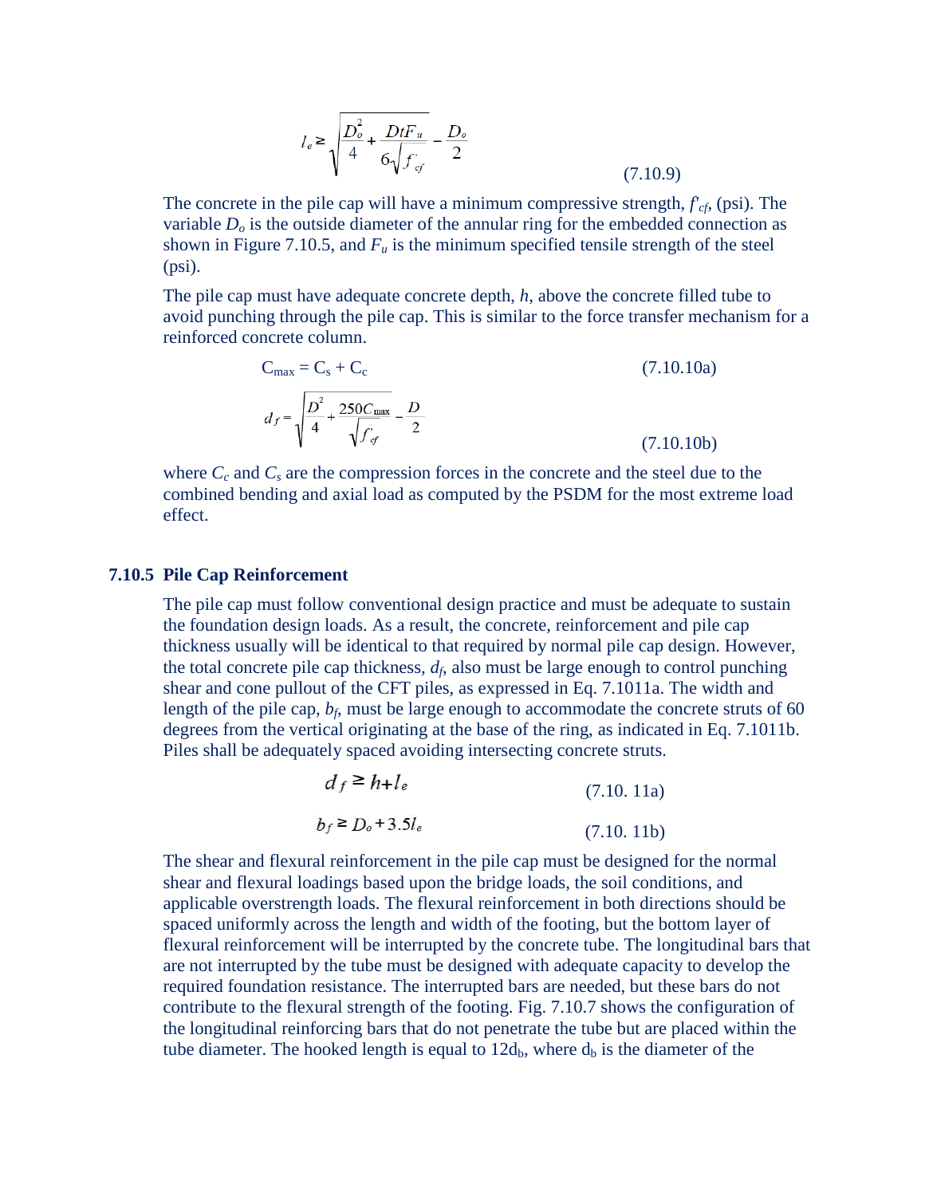$$l_e \geq \sqrt{\frac{D_o^2}{4} + \frac{DtF_u}{6\sqrt{f'_{cf}}}} - \frac{D_o}{2} \tag{7.10.9}$$

The concrete in the pile cap will have a minimum compressive strength, $f'_{cf}$, (psi). The variable $D_o$ is the outside diameter of the annular ring for the embedded connection as shown in Figure 7.10.5, and $F_u$ is the minimum specified tensile strength of the steel (psi).

The pile cap must have adequate concrete depth, $h$, above the concrete filled tube to avoid punching through the pile cap. This is similar to the force transfer mechanism for a reinforced concrete column.

$$C_{max} = C_s + C_c \tag{7.10.10a}$$

$$d_f = \sqrt{\frac{D^2}{4} + \frac{250C_{max}}{\sqrt{f'_{cf}}}} - \frac{D}{2} \tag{7.10.10b}$$

where $C_c$ and $C_s$ are the compression forces in the concrete and the steel due to the combined bending and axial load as computed by the PSDM for the most extreme load effect.

### 7.10.5 Pile Cap Reinforcement

The pile cap must follow conventional design practice and must be adequate to sustain the foundation design loads. As a result, the concrete, reinforcement and pile cap thickness usually will be identical to that required by normal pile cap design. However, the total concrete pile cap thickness, $d_f$, also must be large enough to control punching shear and cone pullout of the CFT piles, as expressed in Eq. 7.1011a. The width and length of the pile cap, $b_f$, must be large enough to accommodate the concrete struts of 60 degrees from the vertical originating at the base of the ring, as indicated in Eq. 7.1011b. Piles shall be adequately spaced avoiding intersecting concrete struts.

$$d_f \geq h + l_e \tag{7.10. 11a}$$

$$b_f \geq D_o + 3.5l_e \tag{7.10. 11b}$$

The shear and flexural reinforcement in the pile cap must be designed for the normal shear and flexural loadings based upon the bridge loads, the soil conditions, and applicable overstrength loads. The flexural reinforcement in both directions should be spaced uniformly across the length and width of the footing, but the bottom layer of flexural reinforcement will be interrupted by the concrete tube. The longitudinal bars that are not interrupted by the tube must be designed with adequate capacity to develop the required foundation resistance. The interrupted bars are needed, but these bars do not contribute to the flexural strength of the footing. Fig. 7.10.7 shows the configuration of the longitudinal reinforcing bars that do not penetrate the tube but are placed within the tube diameter. The hooked length is equal to $12d_b$, where $d_b$ is the diameter of the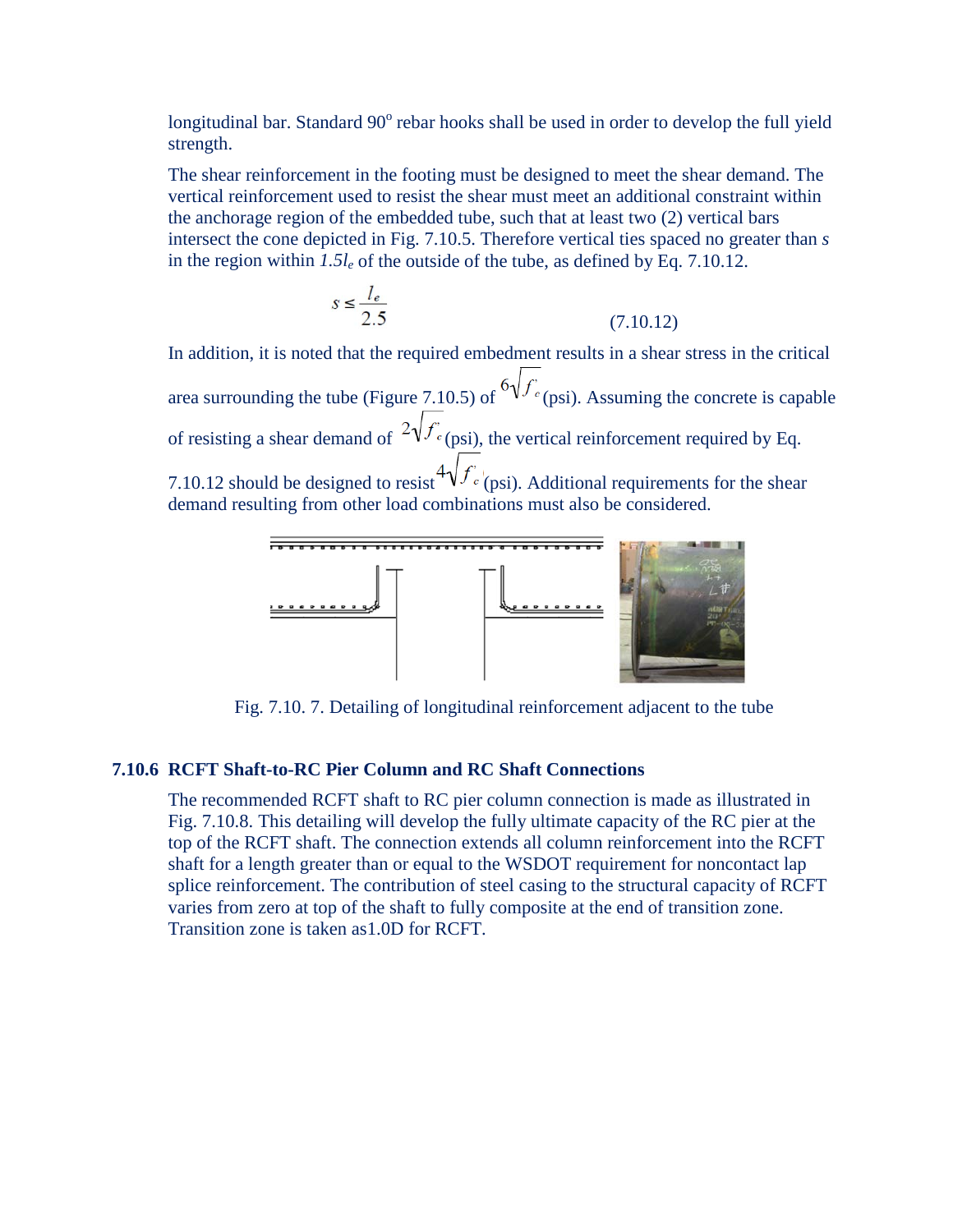longitudinal bar. Standard 90$^o$ rebar hooks shall be used in order to develop the full yield strength.

The shear reinforcement in the footing must be designed to meet the shear demand. The vertical reinforcement used to resist the shear must meet an additional constraint within the anchorage region of the embedded tube, such that at least two (2) vertical bars intersect the cone depicted in Fig. 7.10.5. Therefore vertical ties spaced no greater than $s$ in the region within $1.5l_e$ of the outside of the tube, as defined by Eq. 7.10.12.

$$s \leq \frac{l_e}{2.5} \qquad (7.10.12)$$

In addition, it is noted that the required embedment results in a shear stress in the critical area surrounding the tube (Figure 7.10.5) of $6\sqrt{f'_c}$ (psi). Assuming the concrete is capable of resisting a shear demand of $2\sqrt{f'_c}$ (psi), the vertical reinforcement required by Eq. 7.10.12 should be designed to resist $4\sqrt{f'_c}$ (psi). Additional requirements for the shear demand resulting from other load combinations must also be considered.

Fig. 7.10. 7. Detailing of longitudinal reinforcement adjacent to the tube

### 7.10.6 RCFT Shaft-to-RC Pier Column and RC Shaft Connections

The recommended RCFT shaft to RC pier column connection is made as illustrated in Fig. 7.10.8. This detailing will develop the fully ultimate capacity of the RC pier at the top of the RCFT shaft. The connection extends all column reinforcement into the RCFT shaft for a length greater than or equal to the WSDOT requirement for noncontact lap splice reinforcement. The contribution of steel casing to the structural capacity of RCFT varies from zero at top of the shaft to fully composite at the end of transition zone. Transition zone is taken as1.0D for RCFT.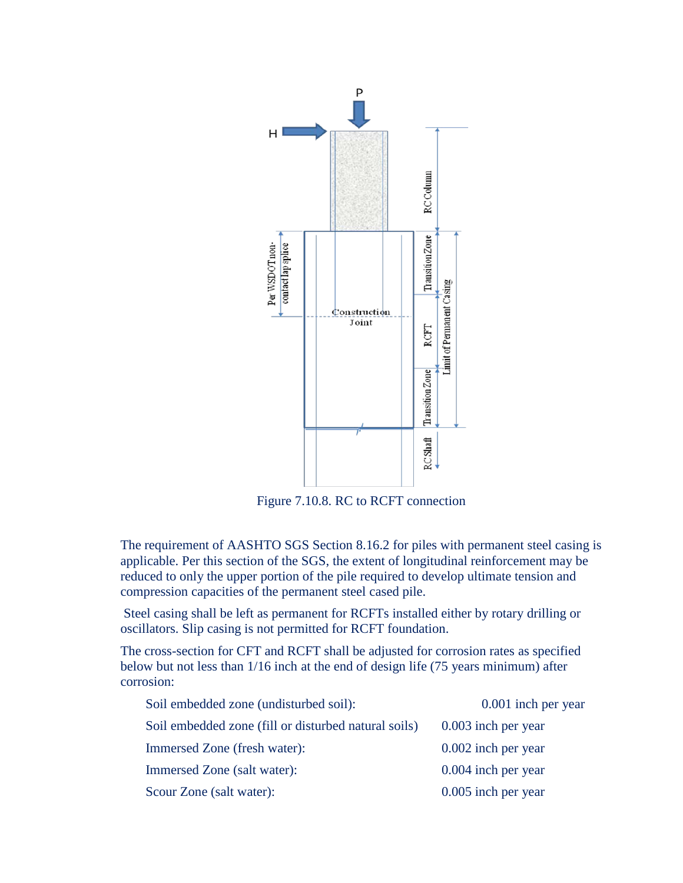Figure 7.10.8. RC to RCFT connection

The requirement of AASHTO SGS Section 8.16.2 for piles with permanent steel casing is applicable. Per this section of the SGS, the extent of longitudinal reinforcement may be reduced to only the upper portion of the pile required to develop ultimate tension and compression capacities of the permanent steel cased pile.

Steel casing shall be left as permanent for RCFTs installed either by rotary drilling or oscillators. Slip casing is not permitted for RCFT foundation.

The cross-section for CFT and RCFT shall be adjusted for corrosion rates as specified below but not less than 1/16 inch at the end of design life (75 years minimum) after corrosion:

| | |
|---|---|
| Soil embedded zone (undisturbed soil): | 0.001 inch per year |
| Soil embedded zone (fill or disturbed natural soils) | 0.003 inch per year |
| Immersed Zone (fresh water): | 0.002 inch per year |
| Immersed Zone (salt water): | 0.004 inch per year |
| Scour Zone (salt water): | 0.005 inch per year |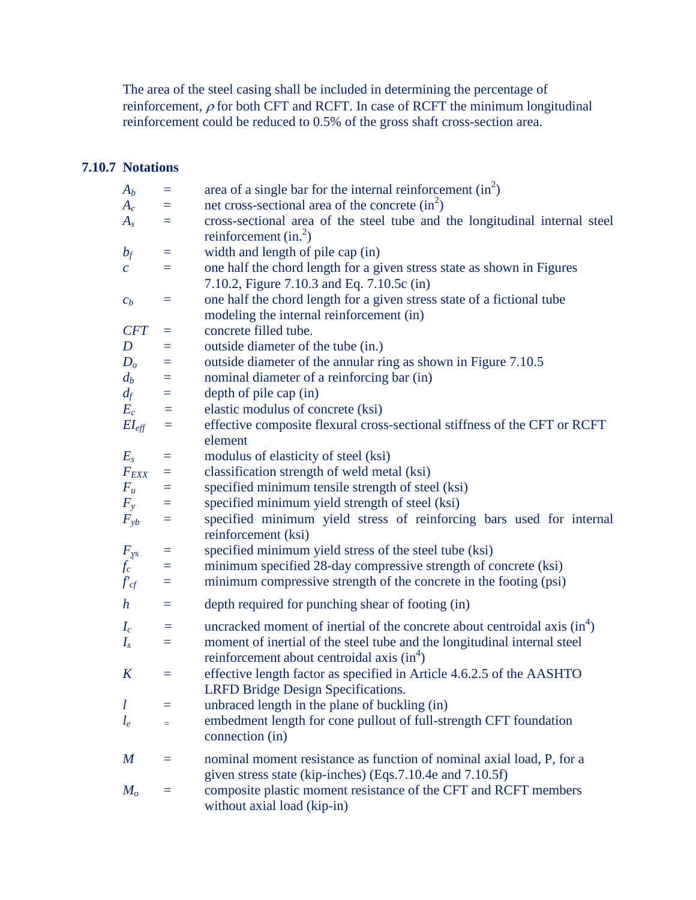The area of the steel casing shall be included in determining the percentage of reinforcement, $\rho$ for both CFT and RCFT. In case of RCFT the minimum longitudinal reinforcement could be reduced to 0.5% of the gross shaft cross-section area.

### 7.10.7 Notations

| | | |
|---|---|---|
| $A_b$ | = | area of a single bar for the internal reinforcement (in$^2$) |
| $A_c$ | = | net cross-sectional area of the concrete (in$^2$) |
| $A_s$ | = | cross-sectional area of the steel tube and the longitudinal internal steel reinforcement (in.$^2$) |
| $b_f$ | = | width and length of pile cap (in) |
| $c$ | = | one half the chord length for a given stress state as shown in Figures 7.10.2, Figure 7.10.3 and Eq. 7.10.5c (in) |
| $c_b$ | = | one half the chord length for a given stress state of a fictional tube modeling the internal reinforcement (in) |
| $CFT$ | = | concrete filled tube. |
| $D$ | = | outside diameter of the tube (in.) |
| $D_o$ | = | outside diameter of the annular ring as shown in Figure 7.10.5 |
| $d_b$ | = | nominal diameter of a reinforcing bar (in) |
| $d_f$ | = | depth of pile cap (in) |
| $E_c$ | = | elastic modulus of concrete (ksi) |
| $EI_{eff}$ | = | effective composite flexural cross-sectional stiffness of the CFT or RCFT element |
| $E_s$ | = | modulus of elasticity of steel (ksi) |
| $F_{EXX}$ | = | classification strength of weld metal (ksi) |
| $F_u$ | = | specified minimum tensile strength of steel (ksi) |
| $F_y$ | = | specified minimum yield strength of steel (ksi) |
| $F_{yb}$ | = | specified minimum yield stress of reinforcing bars used for internal reinforcement (ksi) |
| $F_{ys}$ | = | specified minimum yield stress of the steel tube (ksi) |
| $f'_c$ | = | minimum specified 28-day compressive strength of concrete (ksi) |
| $f'_{cf}$ | = | minimum compressive strength of the concrete in the footing (psi) |
| $h$ | = | depth required for punching shear of footing (in) |
| $I_c$ | = | uncracked moment of inertial of the concrete about centroidal axis (in$^4$) |
| $I_s$ | = | moment of inertial of the steel tube and the longitudinal internal steel reinforcement about centroidal axis (in$^4$) |
| $K$ | = | effective length factor as specified in Article 4.6.2.5 of the AASHTO LRFD Bridge Design Specifications. |
| $l$ | = | unbraced length in the plane of buckling (in) |
| $l_e$ | = | embedment length for cone pullout of full-strength CFT foundation connection (in) |
| $M$ | = | nominal moment resistance as function of nominal axial load, P, for a given stress state (kip-inches) (Eqs.7.10.4e and 7.10.5f) |
| $M_o$ | = | composite plastic moment resistance of the CFT and RCFT members without axial load (kip-in) |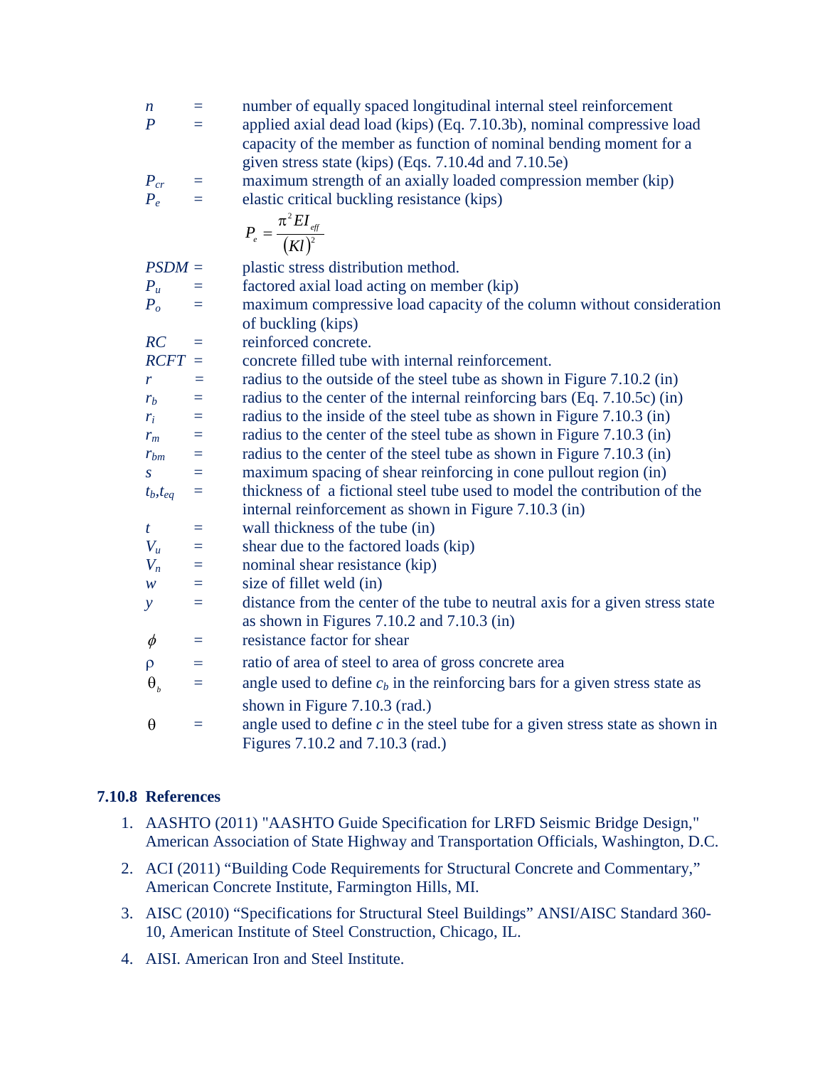$n$ = number of equally spaced longitudinal internal steel reinforcement

$P$ = applied axial dead load (kips) (Eq. 7.10.3b), nominal compressive load capacity of the member as function of nominal bending moment for a given stress state (kips) (Eqs. 7.10.4d and 7.10.5e)

$P_{cr}$ = maximum strength of an axially loaded compression member (kip)

$P_e$ = elastic critical buckling resistance (kips)

$$P_e = \frac{\pi^2 EI_{eff}}{(Kl)^2}$$

$PSDM$ = plastic stress distribution method.

$P_u$ = factored axial load acting on member (kip)

$P_o$ = maximum compressive load capacity of the column without consideration of buckling (kips)

$RC$ = reinforced concrete.

$RCFT$ = concrete filled tube with internal reinforcement.

$r$ = radius to the outside of the steel tube as shown in Figure 7.10.2 (in)

$r_b$ = radius to the center of the internal reinforcing bars (Eq. 7.10.5c) (in)

$r_i$ = radius to the inside of the steel tube as shown in Figure 7.10.3 (in)

$r_m$ = radius to the center of the steel tube as shown in Figure 7.10.3 (in)

$r_{bm}$ = radius to the center of the steel tube as shown in Figure 7.10.3 (in)

$s$ = maximum spacing of shear reinforcing in cone pullout region (in)

$t_b, t_{eq}$ = thickness of a fictional steel tube used to model the contribution of the internal reinforcement as shown in Figure 7.10.3 (in)

$t$ = wall thickness of the tube (in)

$V_u$ = shear due to the factored loads (kip)

$V_n$ = nominal shear resistance (kip)

$w$ = size of fillet weld (in)

$y$ = distance from the center of the tube to neutral axis for a given stress state as shown in Figures 7.10.2 and 7.10.3 (in)

$\phi$ = resistance factor for shear

$\rho$ = ratio of area of steel to area of gross concrete area

$\theta_b$ = angle used to define $c_b$ in the reinforcing bars for a given stress state as shown in Figure 7.10.3 (rad.)

$\theta$ = angle used to define $c$ in the steel tube for a given stress state as shown in Figures 7.10.2 and 7.10.3 (rad.)

## 7.10.8 References

1. AASHTO (2011) "AASHTO Guide Specification for LRFD Seismic Bridge Design," American Association of State Highway and Transportation Officials, Washington, D.C.
2. ACI (2011) "Building Code Requirements for Structural Concrete and Commentary," American Concrete Institute, Farmington Hills, MI.
3. AISC (2010) "Specifications for Structural Steel Buildings" ANSI/AISC Standard 360-10, American Institute of Steel Construction, Chicago, IL.
4. AISI. American Iron and Steel Institute.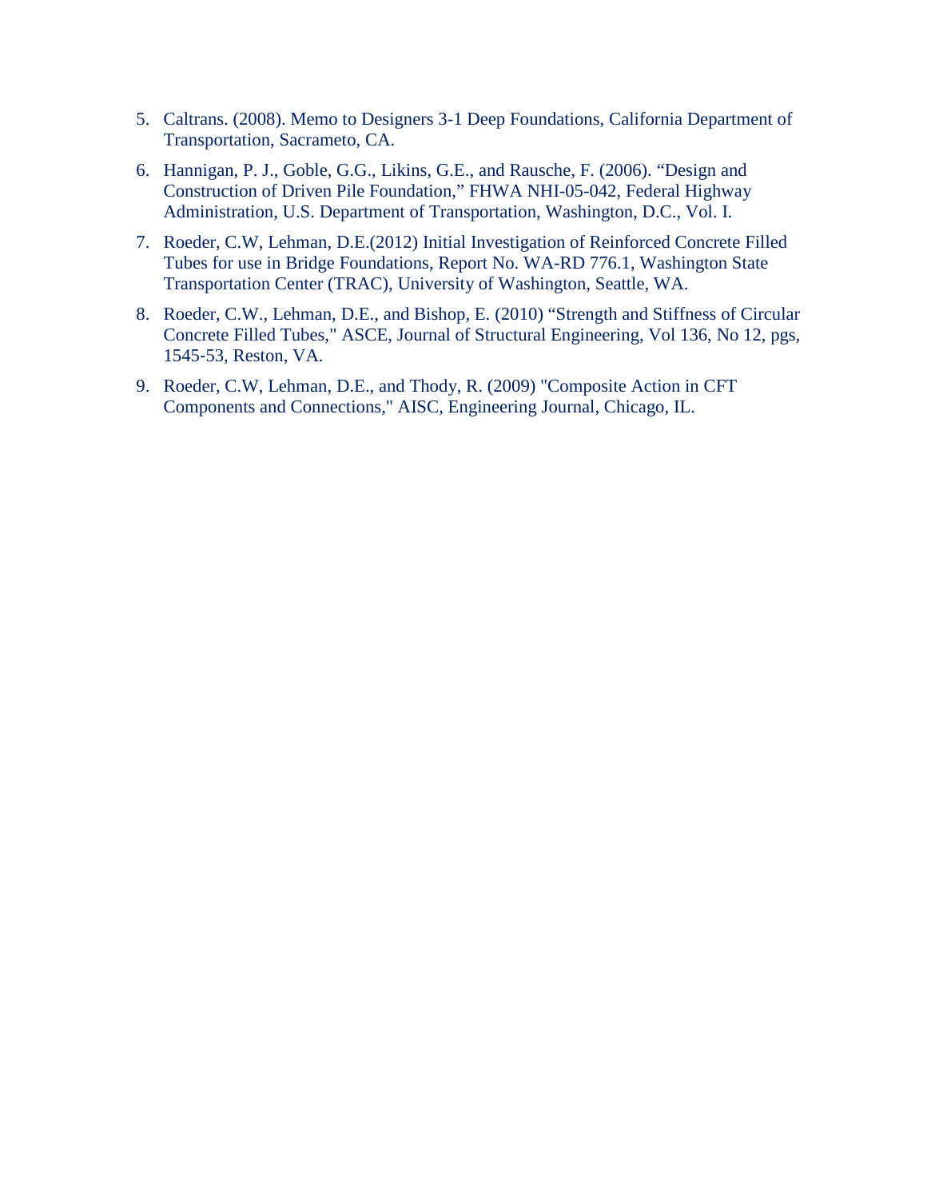5. Caltrans. (2008). Memo to Designers 3-1 Deep Foundations, California Department of Transportation, Sacrameto, CA.

6. Hannigan, P. J., Goble, G.G., Likins, G.E., and Rausche, F. (2006). “Design and Construction of Driven Pile Foundation,” FHWA NHI-05-042, Federal Highway Administration, U.S. Department of Transportation, Washington, D.C., Vol. I.

7. Roeder, C.W, Lehman, D.E.(2012) Initial Investigation of Reinforced Concrete Filled Tubes for use in Bridge Foundations, Report No. WA-RD 776.1, Washington State Transportation Center (TRAC), University of Washington, Seattle, WA.

8. Roeder, C.W., Lehman, D.E., and Bishop, E. (2010) “Strength and Stiffness of Circular Concrete Filled Tubes," ASCE, Journal of Structural Engineering, Vol 136, No 12, pgs, 1545-53, Reston, VA.

9. Roeder, C.W, Lehman, D.E., and Thody, R. (2009) "Composite Action in CFT Components and Connections," AISC, Engineering Journal, Chicago, IL.